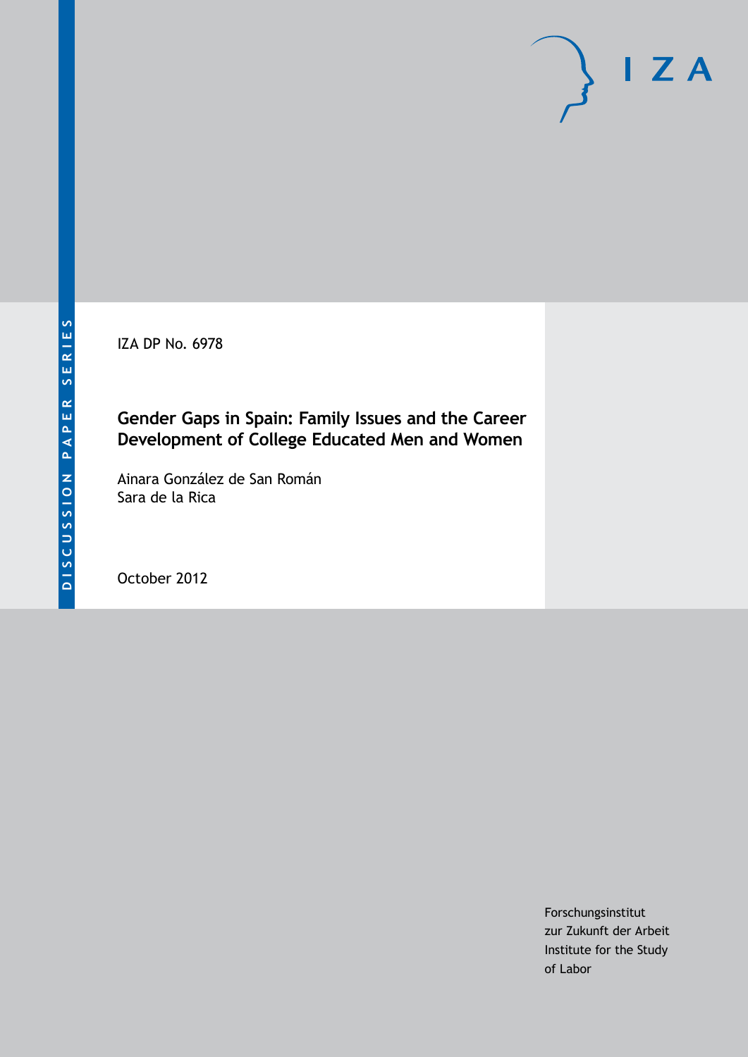DISCUSSION PAPER SERIES

IZA DP No. 6978

# Gender Gaps in Spain: Family Issues and the Career Development of College Educated Men and Women

Ainara González de San Román
Sara de la Rica

October 2012

Forschungsinstitut
zur Zukunft der Arbeit
Institute for the Study
of Labor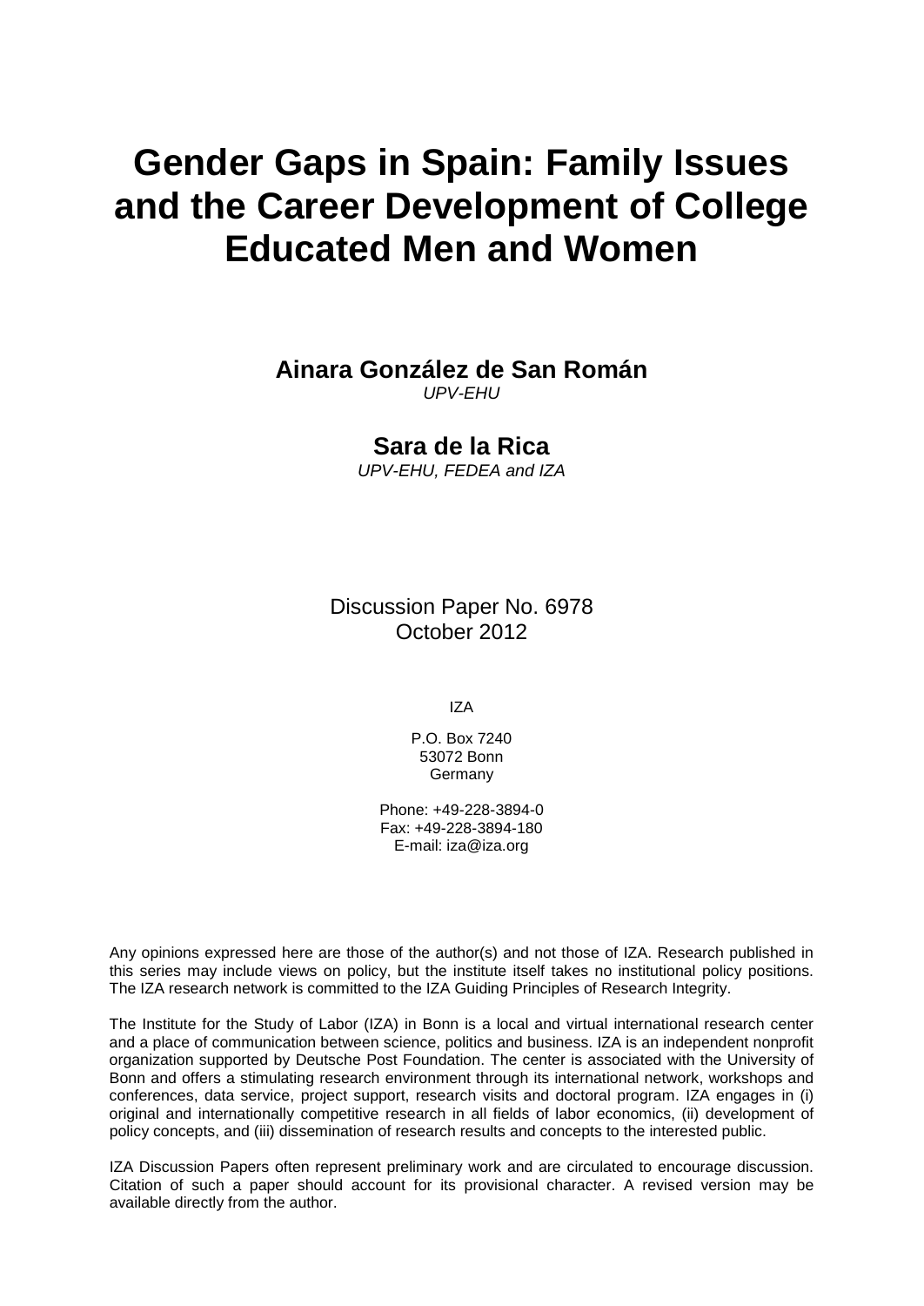# Gender Gaps in Spain: Family Issues and the Career Development of College Educated Men and Women

**Ainara González de San Román**
*UPV-EHU*

**Sara de la Rica**
*UPV-EHU, FEDEA and IZA*

Discussion Paper No. 6978
October 2012

IZA

P.O. Box 7240
53072 Bonn
Germany

Phone: +49-228-3894-0
Fax: +49-228-3894-180
E-mail: iza@iza.org

Any opinions expressed here are those of the author(s) and not those of IZA. Research published in this series may include views on policy, but the institute itself takes no institutional policy positions. The IZA research network is committed to the IZA Guiding Principles of Research Integrity.

The Institute for the Study of Labor (IZA) in Bonn is a local and virtual international research center and a place of communication between science, politics and business. IZA is an independent nonprofit organization supported by Deutsche Post Foundation. The center is associated with the University of Bonn and offers a stimulating research environment through its international network, workshops and conferences, data service, project support, research visits and doctoral program. IZA engages in (i) original and internationally competitive research in all fields of labor economics, (ii) development of policy concepts, and (iii) dissemination of research results and concepts to the interested public.

IZA Discussion Papers often represent preliminary work and are circulated to encourage discussion. Citation of such a paper should account for its provisional character. A revised version may be available directly from the author.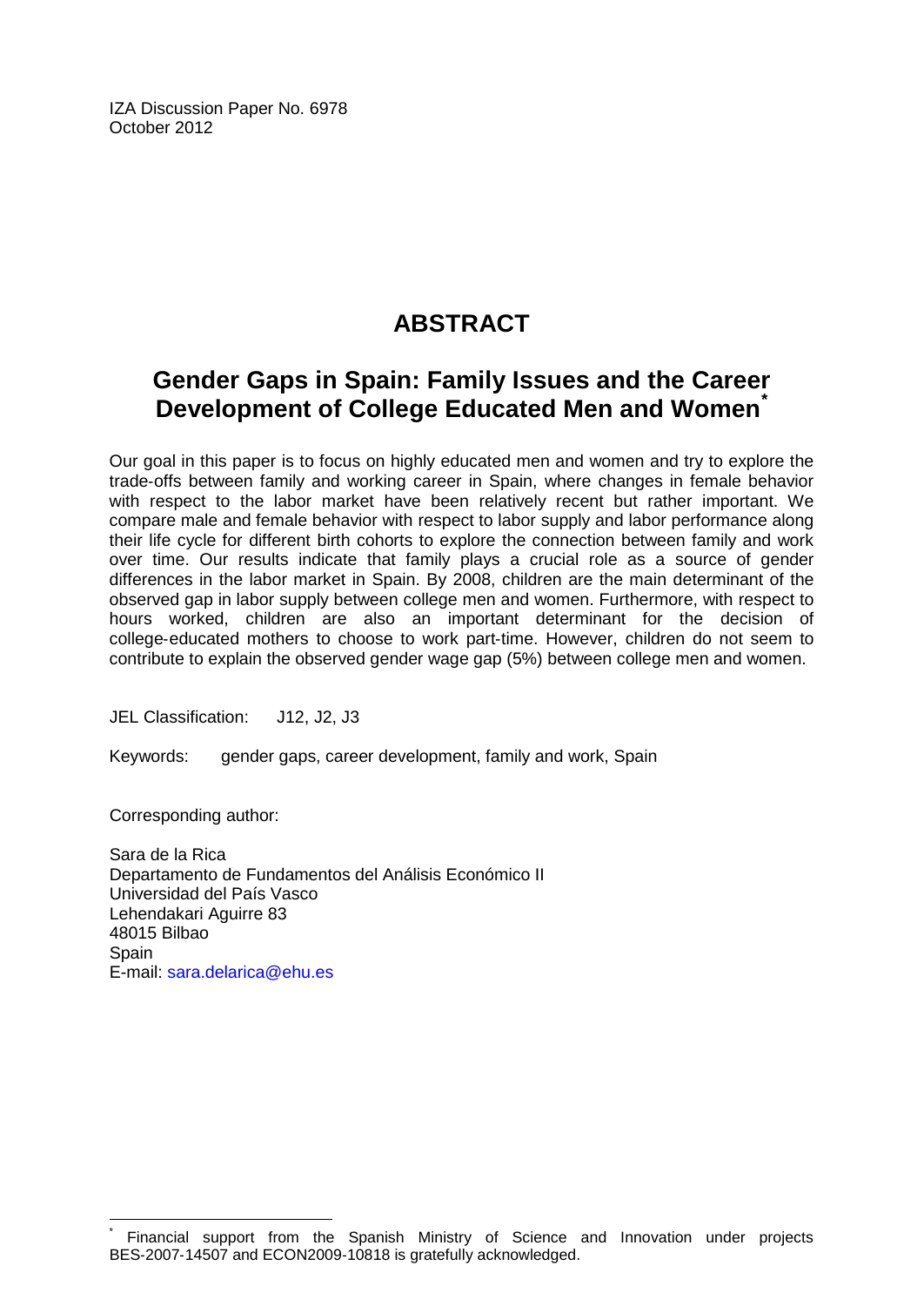IZA Discussion Paper No. 6978
October 2012

# ABSTRACT

## Gender Gaps in Spain: Family Issues and the Career Development of College Educated Men and Women[*]

Our goal in this paper is to focus on highly educated men and women and try to explore the trade-offs between family and working career in Spain, where changes in female behavior with respect to the labor market have been relatively recent but rather important. We compare male and female behavior with respect to labor supply and labor performance along their life cycle for different birth cohorts to explore the connection between family and work over time. Our results indicate that family plays a crucial role as a source of gender differences in the labor market in Spain. By 2008, children are the main determinant of the observed gap in labor supply between college men and women. Furthermore, with respect to hours worked, children are also an important determinant for the decision of college-educated mothers to choose to work part-time. However, children do not seem to contribute to explain the observed gender wage gap (5%) between college men and women.

JEL Classification: J12, J2, J3

Keywords: gender gaps, career development, family and work, Spain

Corresponding author:

Sara de la Rica
Departamento de Fundamentos del Análisis Económico II
Universidad del País Vasco
Lehendakari Aguirre 83
48015 Bilbao
Spain
E-mail: sara.delarica@ehu.es

[*] Financial support from the Spanish Ministry of Science and Innovation under projects BES-2007-14507 and ECON2009-10818 is gratefully acknowledged.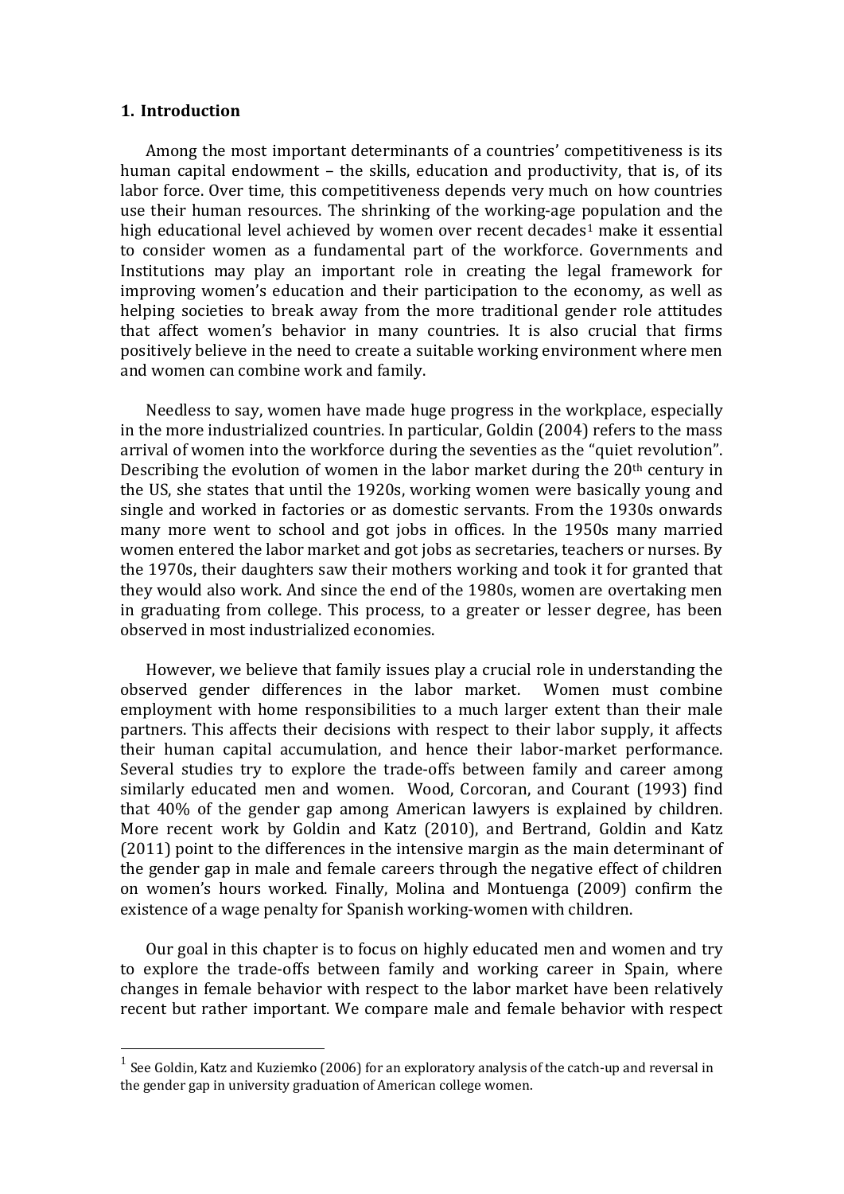## 1. Introduction

Among the most important determinants of a countries' competitiveness is its human capital endowment – the skills, education and productivity, that is, of its labor force. Over time, this competitiveness depends very much on how countries use their human resources. The shrinking of the working-age population and the high educational level achieved by women over recent decades[1] make it essential to consider women as a fundamental part of the workforce. Governments and Institutions may play an important role in creating the legal framework for improving women's education and their participation to the economy, as well as helping societies to break away from the more traditional gender role attitudes that affect women's behavior in many countries. It is also crucial that firms positively believe in the need to create a suitable working environment where men and women can combine work and family.

Needless to say, women have made huge progress in the workplace, especially in the more industrialized countries. In particular, Goldin (2004) refers to the mass arrival of women into the workforce during the seventies as the "quiet revolution". Describing the evolution of women in the labor market during the 20th century in the US, she states that until the 1920s, working women were basically young and single and worked in factories or as domestic servants. From the 1930s onwards many more went to school and got jobs in offices. In the 1950s many married women entered the labor market and got jobs as secretaries, teachers or nurses. By the 1970s, their daughters saw their mothers working and took it for granted that they would also work. And since the end of the 1980s, women are overtaking men in graduating from college. This process, to a greater or lesser degree, has been observed in most industrialized economies.

However, we believe that family issues play a crucial role in understanding the observed gender differences in the labor market. Women must combine employment with home responsibilities to a much larger extent than their male partners. This affects their decisions with respect to their labor supply, it affects their human capital accumulation, and hence their labor-market performance. Several studies try to explore the trade-offs between family and career among similarly educated men and women. Wood, Corcoran, and Courant (1993) find that 40% of the gender gap among American lawyers is explained by children. More recent work by Goldin and Katz (2010), and Bertrand, Goldin and Katz (2011) point to the differences in the intensive margin as the main determinant of the gender gap in male and female careers through the negative effect of children on women's hours worked. Finally, Molina and Montuenga (2009) confirm the existence of a wage penalty for Spanish working-women with children.

Our goal in this chapter is to focus on highly educated men and women and try to explore the trade-offs between family and working career in Spain, where changes in female behavior with respect to the labor market have been relatively recent but rather important. We compare male and female behavior with respect

[1] See Goldin, Katz and Kuziemko (2006) for an exploratory analysis of the catch-up and reversal in the gender gap in university graduation of American college women.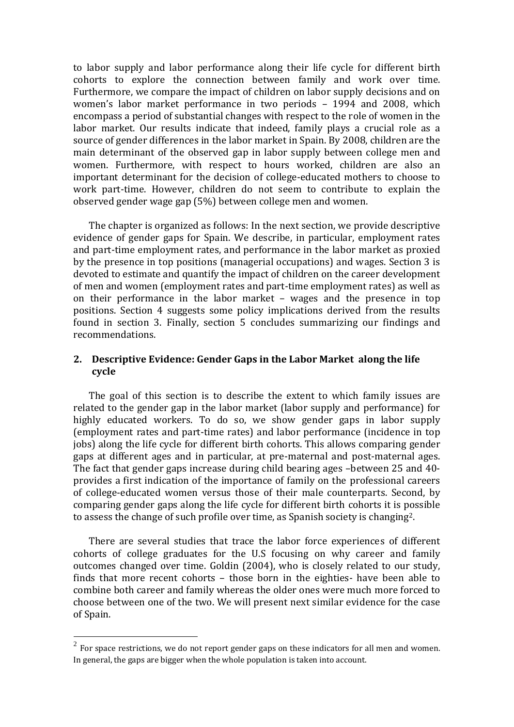to labor supply and labor performance along their life cycle for different birth cohorts to explore the connection between family and work over time. Furthermore, we compare the impact of children on labor supply decisions and on women's labor market performance in two periods – 1994 and 2008, which encompass a period of substantial changes with respect to the role of women in the labor market. Our results indicate that indeed, family plays a crucial role as a source of gender differences in the labor market in Spain. By 2008, children are the main determinant of the observed gap in labor supply between college men and women. Furthermore, with respect to hours worked, children are also an important determinant for the decision of college-educated mothers to choose to work part-time. However, children do not seem to contribute to explain the observed gender wage gap (5%) between college men and women.

The chapter is organized as follows: In the next section, we provide descriptive evidence of gender gaps for Spain. We describe, in particular, employment rates and part-time employment rates, and performance in the labor market as proxied by the presence in top positions (managerial occupations) and wages. Section 3 is devoted to estimate and quantify the impact of children on the career development of men and women (employment rates and part-time employment rates) as well as on their performance in the labor market – wages and the presence in top positions. Section 4 suggests some policy implications derived from the results found in section 3. Finally, section 5 concludes summarizing our findings and recommendations.

## 2. Descriptive Evidence: Gender Gaps in the Labor Market along the life cycle

The goal of this section is to describe the extent to which family issues are related to the gender gap in the labor market (labor supply and performance) for highly educated workers. To do so, we show gender gaps in labor supply (employment rates and part-time rates) and labor performance (incidence in top jobs) along the life cycle for different birth cohorts. This allows comparing gender gaps at different ages and in particular, at pre-maternal and post-maternal ages. The fact that gender gaps increase during child bearing ages –between 25 and 40- provides a first indication of the importance of family on the professional careers of college-educated women versus those of their male counterparts. Second, by comparing gender gaps along the life cycle for different birth cohorts it is possible to assess the change of such profile over time, as Spanish society is changing[2].

There are several studies that trace the labor force experiences of different cohorts of college graduates for the U.S focusing on why career and family outcomes changed over time. Goldin (2004), who is closely related to our study, finds that more recent cohorts – those born in the eighties- have been able to combine both career and family whereas the older ones were much more forced to choose between one of the two. We will present next similar evidence for the case of Spain.

[2] For space restrictions, we do not report gender gaps on these indicators for all men and women. In general, the gaps are bigger when the whole population is taken into account.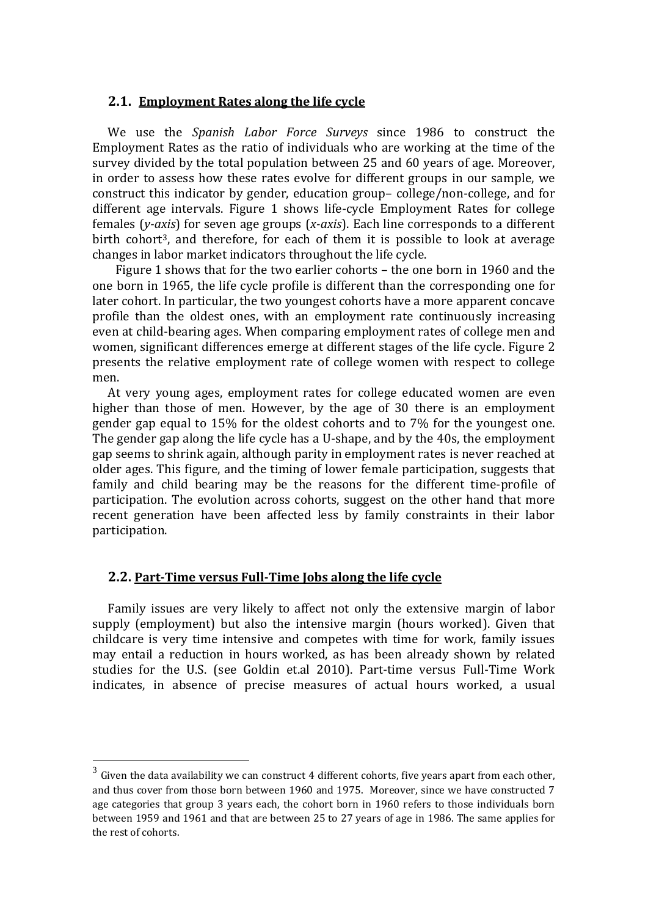### 2.1. Employment Rates along the life cycle

We use the *Spanish Labor Force Surveys* since 1986 to construct the Employment Rates as the ratio of individuals who are working at the time of the survey divided by the total population between 25 and 60 years of age. Moreover, in order to assess how these rates evolve for different groups in our sample, we construct this indicator by gender, education group– college/non-college, and for different age intervals. Figure 1 shows life-cycle Employment Rates for college females (*y-axis*) for seven age groups (*x-axis*). Each line corresponds to a different birth cohort[3], and therefore, for each of them it is possible to look at average changes in labor market indicators throughout the life cycle.

Figure 1 shows that for the two earlier cohorts – the one born in 1960 and the one born in 1965, the life cycle profile is different than the corresponding one for later cohort. In particular, the two youngest cohorts have a more apparent concave profile than the oldest ones, with an employment rate continuously increasing even at child-bearing ages. When comparing employment rates of college men and women, significant differences emerge at different stages of the life cycle. Figure 2 presents the relative employment rate of college women with respect to college men.

At very young ages, employment rates for college educated women are even higher than those of men. However, by the age of 30 there is an employment gender gap equal to 15% for the oldest cohorts and to 7% for the youngest one. The gender gap along the life cycle has a U-shape, and by the 40s, the employment gap seems to shrink again, although parity in employment rates is never reached at older ages. This figure, and the timing of lower female participation, suggests that family and child bearing may be the reasons for the different time-profile of participation. The evolution across cohorts, suggest on the other hand that more recent generation have been affected less by family constraints in their labor participation.

### 2.2. Part-Time versus Full-Time Jobs along the life cycle

Family issues are very likely to affect not only the extensive margin of labor supply (employment) but also the intensive margin (hours worked). Given that childcare is very time intensive and competes with time for work, family issues may entail a reduction in hours worked, as has been already shown by related studies for the U.S. (see Goldin et.al 2010). Part-time versus Full-Time Work indicates, in absence of precise measures of actual hours worked, a usual

---

[3] Given the data availability we can construct 4 different cohorts, five years apart from each other, and thus cover from those born between 1960 and 1975. Moreover, since we have constructed 7 age categories that group 3 years each, the cohort born in 1960 refers to those individuals born between 1959 and 1961 and that are between 25 to 27 years of age in 1986. The same applies for the rest of cohorts.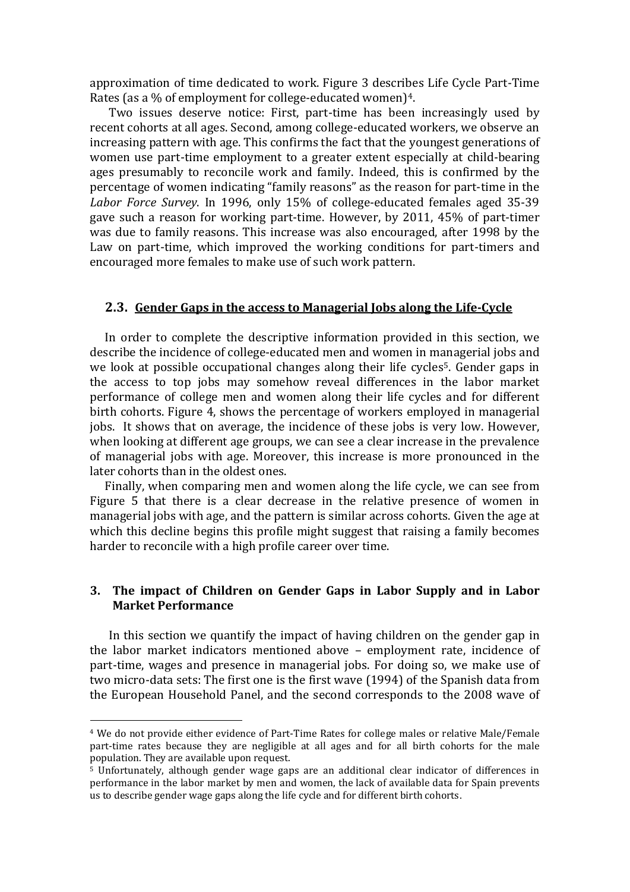approximation of time dedicated to work. Figure 3 describes Life Cycle Part-Time Rates (as a % of employment for college-educated women)[4].

Two issues deserve notice: First, part-time has been increasingly used by recent cohorts at all ages. Second, among college-educated workers, we observe an increasing pattern with age. This confirms the fact that the youngest generations of women use part-time employment to a greater extent especially at child-bearing ages presumably to reconcile work and family. Indeed, this is confirmed by the percentage of women indicating "family reasons" as the reason for part-time in the *Labor Force Survey*. In 1996, only 15% of college-educated females aged 35-39 gave such a reason for working part-time. However, by 2011, 45% of part-timer was due to family reasons. This increase was also encouraged, after 1998 by the Law on part-time, which improved the working conditions for part-timers and encouraged more females to make use of such work pattern.

### 2.3. Gender Gaps in the access to Managerial Jobs along the Life-Cycle

In order to complete the descriptive information provided in this section, we describe the incidence of college-educated men and women in managerial jobs and we look at possible occupational changes along their life cycles[5]. Gender gaps in the access to top jobs may somehow reveal differences in the labor market performance of college men and women along their life cycles and for different birth cohorts. Figure 4, shows the percentage of workers employed in managerial jobs. It shows that on average, the incidence of these jobs is very low. However, when looking at different age groups, we can see a clear increase in the prevalence of managerial jobs with age. Moreover, this increase is more pronounced in the later cohorts than in the oldest ones.

Finally, when comparing men and women along the life cycle, we can see from Figure 5 that there is a clear decrease in the relative presence of women in managerial jobs with age, and the pattern is similar across cohorts. Given the age at which this decline begins this profile might suggest that raising a family becomes harder to reconcile with a high profile career over time.

## 3. The impact of Children on Gender Gaps in Labor Supply and in Labor Market Performance

In this section we quantify the impact of having children on the gender gap in the labor market indicators mentioned above – employment rate, incidence of part-time, wages and presence in managerial jobs. For doing so, we make use of two micro-data sets: The first one is the first wave (1994) of the Spanish data from the European Household Panel, and the second corresponds to the 2008 wave of

---

[4] We do not provide either evidence of Part-Time Rates for college males or relative Male/Female part-time rates because they are negligible at all ages and for all birth cohorts for the male population. They are available upon request.

[5] Unfortunately, although gender wage gaps are an additional clear indicator of differences in performance in the labor market by men and women, the lack of available data for Spain prevents us to describe gender wage gaps along the life cycle and for different birth cohorts.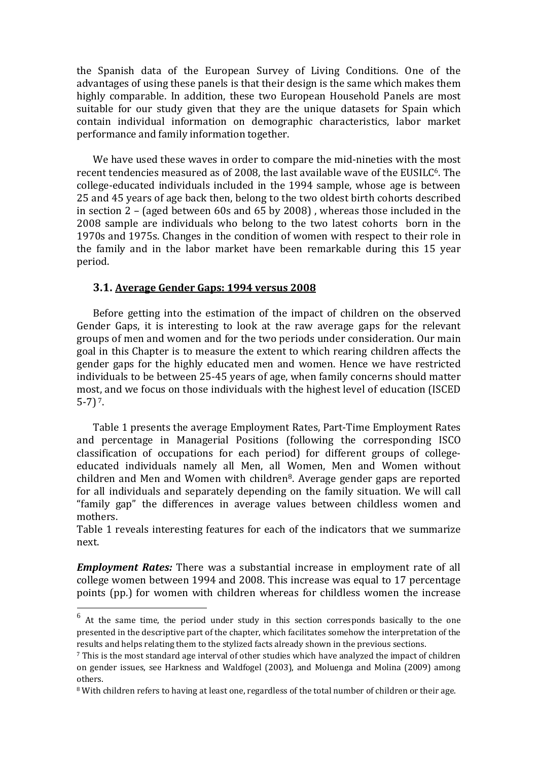the Spanish data of the European Survey of Living Conditions. One of the advantages of using these panels is that their design is the same which makes them highly comparable. In addition, these two European Household Panels are most suitable for our study given that they are the unique datasets for Spain which contain individual information on demographic characteristics, labor market performance and family information together.

We have used these waves in order to compare the mid-nineties with the most recent tendencies measured as of 2008, the last available wave of the EUSILC[6]. The college-educated individuals included in the 1994 sample, whose age is between 25 and 45 years of age back then, belong to the two oldest birth cohorts described in section 2 – (aged between 60s and 65 by 2008) , whereas those included in the 2008 sample are individuals who belong to the two latest cohorts born in the 1970s and 1975s. Changes in the condition of women with respect to their role in the family and in the labor market have been remarkable during this 15 year period.

### 3.1. Average Gender Gaps: 1994 versus 2008

Before getting into the estimation of the impact of children on the observed Gender Gaps, it is interesting to look at the raw average gaps for the relevant groups of men and women and for the two periods under consideration. Our main goal in this Chapter is to measure the extent to which rearing children affects the gender gaps for the highly educated men and women. Hence we have restricted individuals to be between 25-45 years of age, when family concerns should matter most, and we focus on those individuals with the highest level of education (ISCED 5-7)[7].

Table 1 presents the average Employment Rates, Part-Time Employment Rates and percentage in Managerial Positions (following the corresponding ISCO classification of occupations for each period) for different groups of college-educated individuals namely all Men, all Women, Men and Women without children and Men and Women with children[8]. Average gender gaps are reported for all individuals and separately depending on the family situation. We will call "family gap" the differences in average values between childless women and mothers.

Table 1 reveals interesting features for each of the indicators that we summarize next.

***Employment Rates:*** There was a substantial increase in employment rate of all college women between 1994 and 2008. This increase was equal to 17 percentage points (pp.) for women with children whereas for childless women the increase

---

[6] At the same time, the period under study in this section corresponds basically to the one presented in the descriptive part of the chapter, which facilitates somehow the interpretation of the results and helps relating them to the stylized facts already shown in the previous sections.

[7] This is the most standard age interval of other studies which have analyzed the impact of children on gender issues, see Harkness and Waldfogel (2003), and Moluenga and Molina (2009) among others.

[8] With children refers to having at least one, regardless of the total number of children or their age.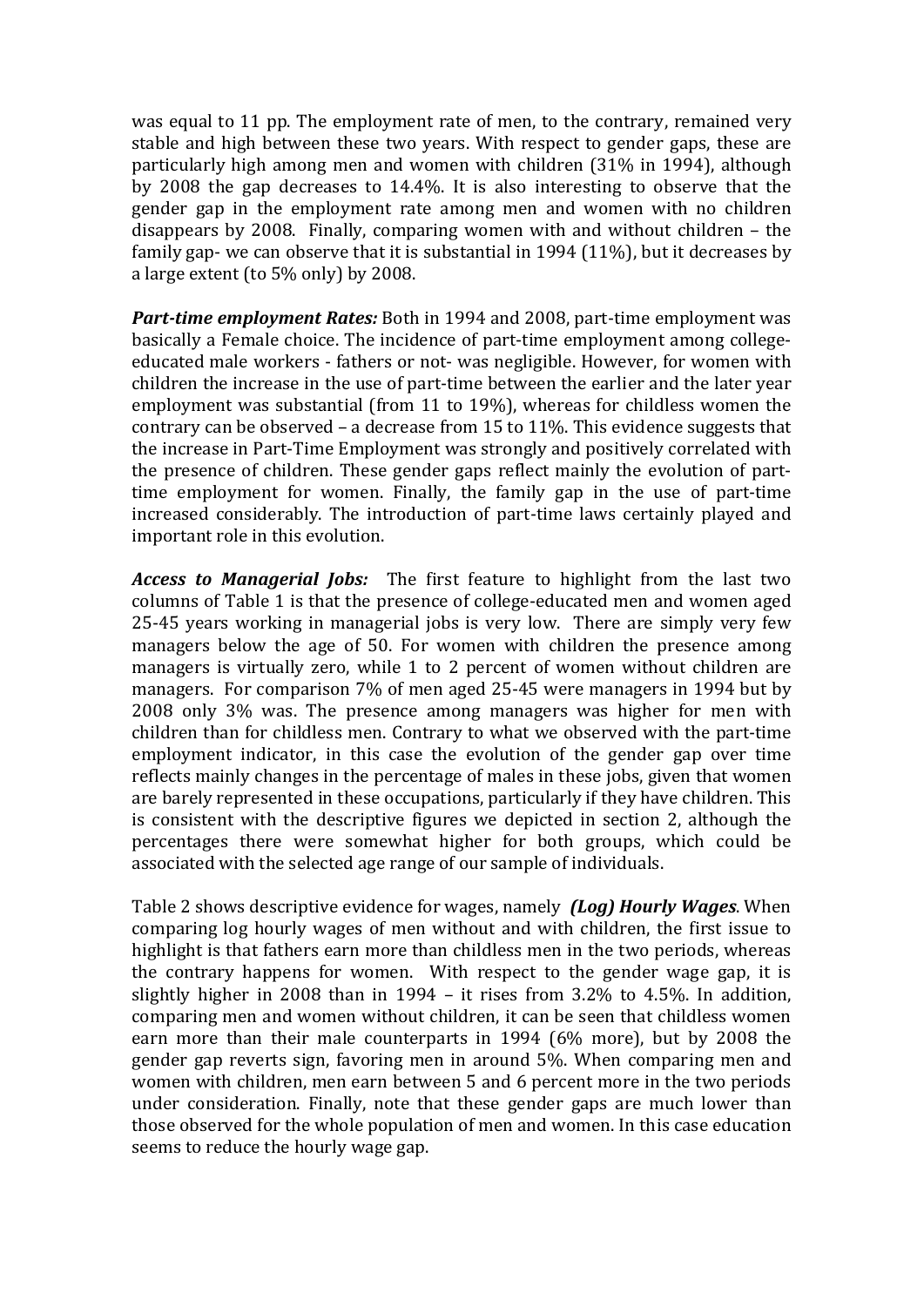was equal to 11 pp. The employment rate of men, to the contrary, remained very stable and high between these two years. With respect to gender gaps, these are particularly high among men and women with children (31% in 1994), although by 2008 the gap decreases to 14.4%. It is also interesting to observe that the gender gap in the employment rate among men and women with no children disappears by 2008. Finally, comparing women with and without children – the family gap- we can observe that it is substantial in 1994 (11%), but it decreases by a large extent (to 5% only) by 2008.

***Part-time employment Rates:*** Both in 1994 and 2008, part-time employment was basically a Female choice. The incidence of part-time employment among college-educated male workers - fathers or not- was negligible. However, for women with children the increase in the use of part-time between the earlier and the later year employment was substantial (from 11 to 19%), whereas for childless women the contrary can be observed – a decrease from 15 to 11%. This evidence suggests that the increase in Part-Time Employment was strongly and positively correlated with the presence of children. These gender gaps reflect mainly the evolution of part-time employment for women. Finally, the family gap in the use of part-time increased considerably. The introduction of part-time laws certainly played and important role in this evolution.

***Access to Managerial Jobs:*** The first feature to highlight from the last two columns of Table 1 is that the presence of college-educated men and women aged 25-45 years working in managerial jobs is very low. There are simply very few managers below the age of 50. For women with children the presence among managers is virtually zero, while 1 to 2 percent of women without children are managers. For comparison 7% of men aged 25-45 were managers in 1994 but by 2008 only 3% was. The presence among managers was higher for men with children than for childless men. Contrary to what we observed with the part-time employment indicator, in this case the evolution of the gender gap over time reflects mainly changes in the percentage of males in these jobs, given that women are barely represented in these occupations, particularly if they have children. This is consistent with the descriptive figures we depicted in section 2, although the percentages there were somewhat higher for both groups, which could be associated with the selected age range of our sample of individuals.

Table 2 shows descriptive evidence for wages, namely ***(Log) Hourly Wages***. When comparing log hourly wages of men without and with children, the first issue to highlight is that fathers earn more than childless men in the two periods, whereas the contrary happens for women. With respect to the gender wage gap, it is slightly higher in 2008 than in 1994 – it rises from 3.2% to 4.5%. In addition, comparing men and women without children, it can be seen that childless women earn more than their male counterparts in 1994 (6% more), but by 2008 the gender gap reverts sign, favoring men in around 5%. When comparing men and women with children, men earn between 5 and 6 percent more in the two periods under consideration. Finally, note that these gender gaps are much lower than those observed for the whole population of men and women. In this case education seems to reduce the hourly wage gap.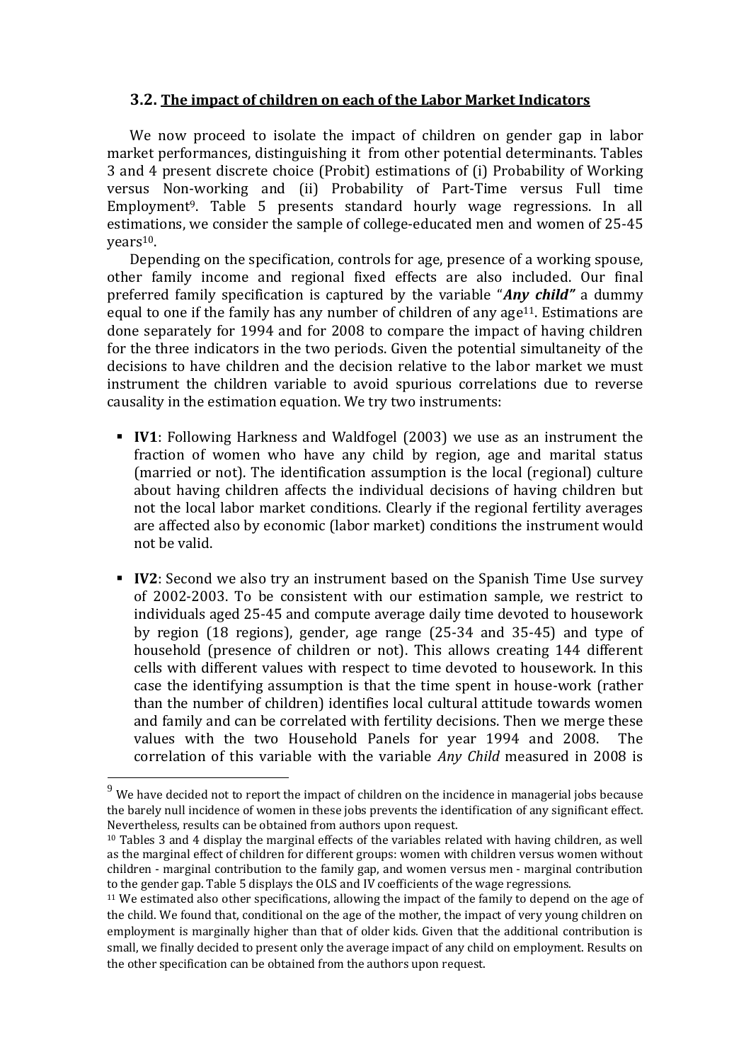### 3.2. The impact of children on each of the Labor Market Indicators

We now proceed to isolate the impact of children on gender gap in labor market performances, distinguishing it from other potential determinants. Tables 3 and 4 present discrete choice (Probit) estimations of (i) Probability of Working versus Non-working and (ii) Probability of Part-Time versus Full time Employment[9]. Table 5 presents standard hourly wage regressions. In all estimations, we consider the sample of college-educated men and women of 25-45 years[10].

Depending on the specification, controls for age, presence of a working spouse, other family income and regional fixed effects are also included. Our final preferred family specification is captured by the variable "***Any child***" a dummy equal to one if the family has any number of children of any age[11]. Estimations are done separately for 1994 and for 2008 to compare the impact of having children for the three indicators in the two periods. Given the potential simultaneity of the decisions to have children and the decision relative to the labor market we must instrument the children variable to avoid spurious correlations due to reverse causality in the estimation equation. We try two instruments:

- **IV1**: Following Harkness and Waldfogel (2003) we use as an instrument the fraction of women who have any child by region, age and marital status (married or not). The identification assumption is the local (regional) culture about having children affects the individual decisions of having children but not the local labor market conditions. Clearly if the regional fertility averages are affected also by economic (labor market) conditions the instrument would not be valid.

- **IV2**: Second we also try an instrument based on the Spanish Time Use survey of 2002-2003. To be consistent with our estimation sample, we restrict to individuals aged 25-45 and compute average daily time devoted to housework by region (18 regions), gender, age range (25-34 and 35-45) and type of household (presence of children or not). This allows creating 144 different cells with different values with respect to time devoted to housework. In this case the identifying assumption is that the time spent in house-work (rather than the number of children) identifies local cultural attitude towards women and family and can be correlated with fertility decisions. Then we merge these values with the two Household Panels for year 1994 and 2008. The correlation of this variable with the variable *Any Child* measured in 2008 is

---

[9] We have decided not to report the impact of children on the incidence in managerial jobs because the barely null incidence of women in these jobs prevents the identification of any significant effect. Nevertheless, results can be obtained from authors upon request.

[10] Tables 3 and 4 display the marginal effects of the variables related with having children, as well as the marginal effect of children for different groups: women with children versus women without children - marginal contribution to the family gap, and women versus men - marginal contribution to the gender gap. Table 5 displays the OLS and IV coefficients of the wage regressions.

[11] We estimated also other specifications, allowing the impact of the family to depend on the age of the child. We found that, conditional on the age of the mother, the impact of very young children on employment is marginally higher than that of older kids. Given that the additional contribution is small, we finally decided to present only the average impact of any child on employment. Results on the other specification can be obtained from the authors upon request.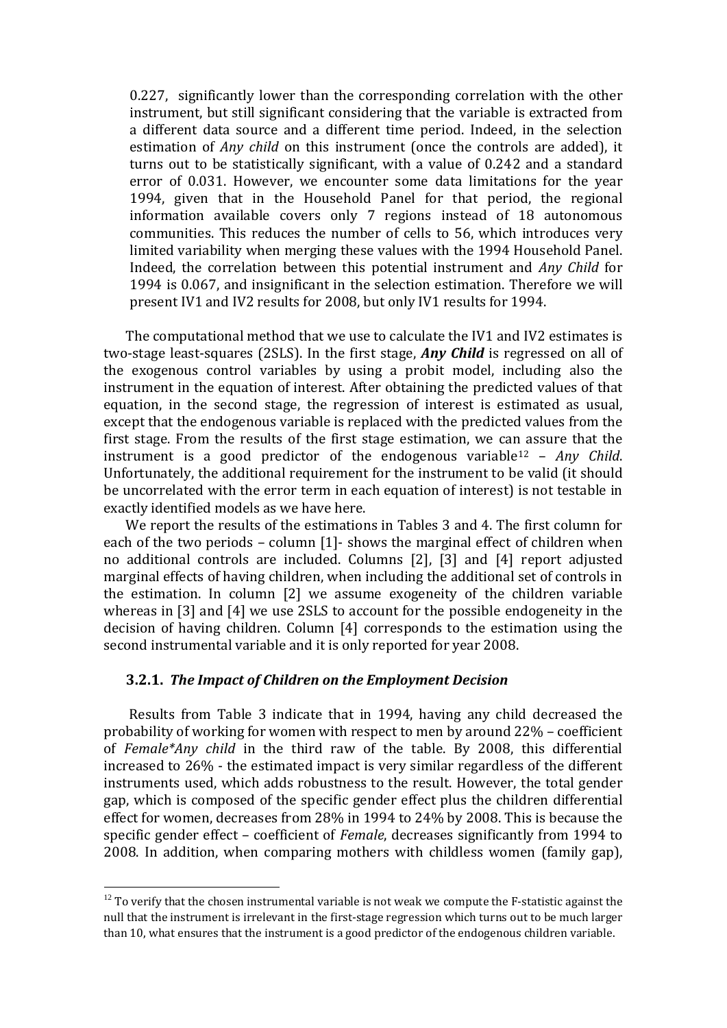0.227, significantly lower than the corresponding correlation with the other instrument, but still significant considering that the variable is extracted from a different data source and a different time period. Indeed, in the selection estimation of *Any child* on this instrument (once the controls are added), it turns out to be statistically significant, with a value of 0.242 and a standard error of 0.031. However, we encounter some data limitations for the year 1994, given that in the Household Panel for that period, the regional information available covers only 7 regions instead of 18 autonomous communities. This reduces the number of cells to 56, which introduces very limited variability when merging these values with the 1994 Household Panel. Indeed, the correlation between this potential instrument and *Any Child* for 1994 is 0.067, and insignificant in the selection estimation. Therefore we will present IV1 and IV2 results for 2008, but only IV1 results for 1994.

The computational method that we use to calculate the IV1 and IV2 estimates is two-stage least-squares (2SLS). In the first stage, ***Any Child*** is regressed on all of the exogenous control variables by using a probit model, including also the instrument in the equation of interest. After obtaining the predicted values of that equation, in the second stage, the regression of interest is estimated as usual, except that the endogenous variable is replaced with the predicted values from the first stage. From the results of the first stage estimation, we can assure that the instrument is a good predictor of the endogenous variable[12] – *Any Child*. Unfortunately, the additional requirement for the instrument to be valid (it should be uncorrelated with the error term in each equation of interest) is not testable in exactly identified models as we have here.

We report the results of the estimations in Tables 3 and 4. The first column for each of the two periods – column [1]- shows the marginal effect of children when no additional controls are included. Columns [2], [3] and [4] report adjusted marginal effects of having children, when including the additional set of controls in the estimation. In column [2] we assume exogeneity of the children variable whereas in [3] and [4] we use 2SLS to account for the possible endogeneity in the decision of having children. Column [4] corresponds to the estimation using the second instrumental variable and it is only reported for year 2008.

### 3.2.1. *The Impact of Children on the Employment Decision*

Results from Table 3 indicate that in 1994, having any child decreased the probability of working for women with respect to men by around 22% – coefficient of *Female\*Any child* in the third raw of the table. By 2008, this differential increased to 26% - the estimated impact is very similar regardless of the different instruments used, which adds robustness to the result. However, the total gender gap, which is composed of the specific gender effect plus the children differential effect for women, decreases from 28% in 1994 to 24% by 2008. This is because the specific gender effect – coefficient of *Female*, decreases significantly from 1994 to 2008. In addition, when comparing mothers with childless women (family gap),

[12] To verify that the chosen instrumental variable is not weak we compute the F-statistic against the null that the instrument is irrelevant in the first-stage regression which turns out to be much larger than 10, what ensures that the instrument is a good predictor of the endogenous children variable.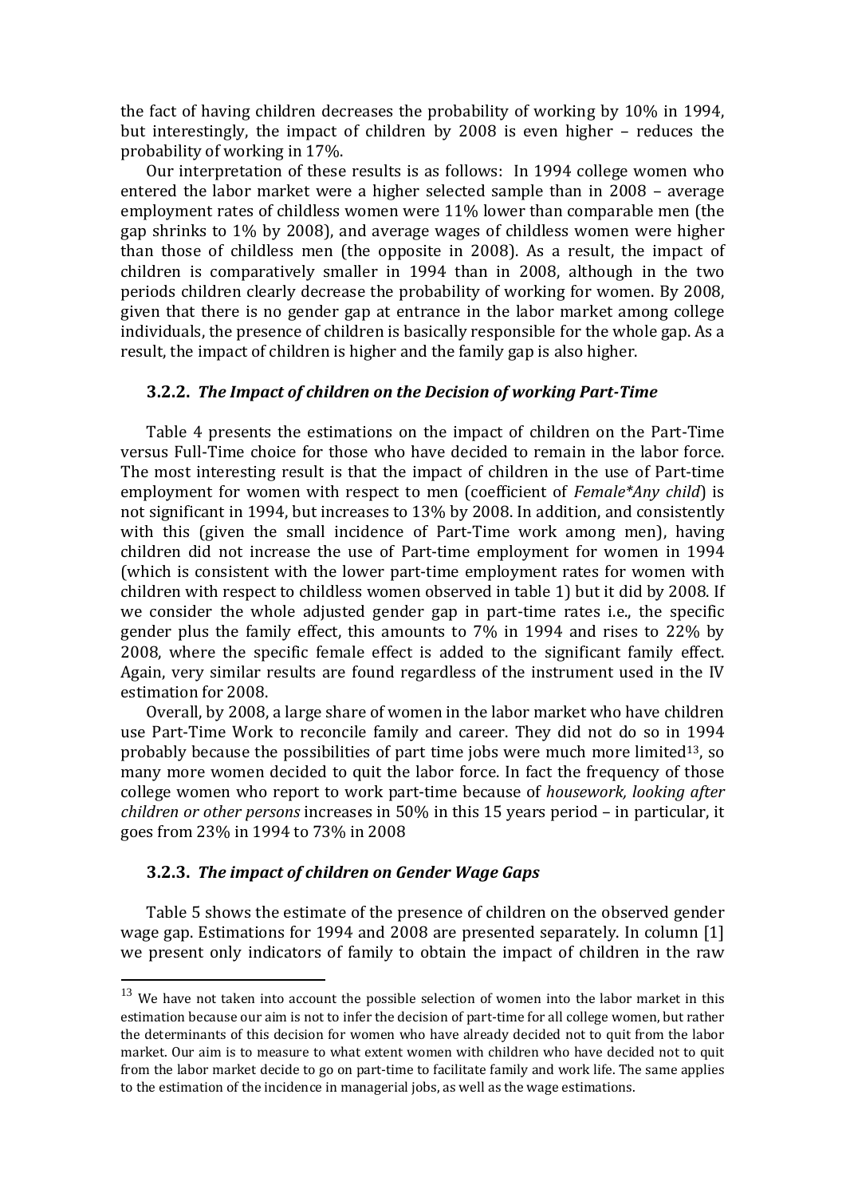the fact of having children decreases the probability of working by 10% in 1994, but interestingly, the impact of children by 2008 is even higher – reduces the probability of working in 17%.

Our interpretation of these results is as follows: In 1994 college women who entered the labor market were a higher selected sample than in 2008 – average employment rates of childless women were 11% lower than comparable men (the gap shrinks to 1% by 2008), and average wages of childless women were higher than those of childless men (the opposite in 2008). As a result, the impact of children is comparatively smaller in 1994 than in 2008, although in the two periods children clearly decrease the probability of working for women. By 2008, given that there is no gender gap at entrance in the labor market among college individuals, the presence of children is basically responsible for the whole gap. As a result, the impact of children is higher and the family gap is also higher.

### 3.2.2. *The Impact of children on the Decision of working Part-Time*

Table 4 presents the estimations on the impact of children on the Part-Time versus Full-Time choice for those who have decided to remain in the labor force. The most interesting result is that the impact of children in the use of Part-time employment for women with respect to men (coefficient of *Female*Any child*) is not significant in 1994, but increases to 13% by 2008. In addition, and consistently with this (given the small incidence of Part-Time work among men), having children did not increase the use of Part-time employment for women in 1994 (which is consistent with the lower part-time employment rates for women with children with respect to childless women observed in table 1) but it did by 2008. If we consider the whole adjusted gender gap in part-time rates i.e., the specific gender plus the family effect, this amounts to 7% in 1994 and rises to 22% by 2008, where the specific female effect is added to the significant family effect. Again, very similar results are found regardless of the instrument used in the IV estimation for 2008.

Overall, by 2008, a large share of women in the labor market who have children use Part-Time Work to reconcile family and career. They did not do so in 1994 probably because the possibilities of part time jobs were much more limited[13], so many more women decided to quit the labor force. In fact the frequency of those college women who report to work part-time because of *housework, looking after children or other persons* increases in 50% in this 15 years period – in particular, it goes from 23% in 1994 to 73% in 2008

### 3.2.3. *The impact of children on Gender Wage Gaps*

Table 5 shows the estimate of the presence of children on the observed gender wage gap. Estimations for 1994 and 2008 are presented separately. In column [1] we present only indicators of family to obtain the impact of children in the raw

[13] We have not taken into account the possible selection of women into the labor market in this estimation because our aim is not to infer the decision of part-time for all college women, but rather the determinants of this decision for women who have already decided not to quit from the labor market. Our aim is to measure to what extent women with children who have decided not to quit from the labor market decide to go on part-time to facilitate family and work life. The same applies to the estimation of the incidence in managerial jobs, as well as the wage estimations.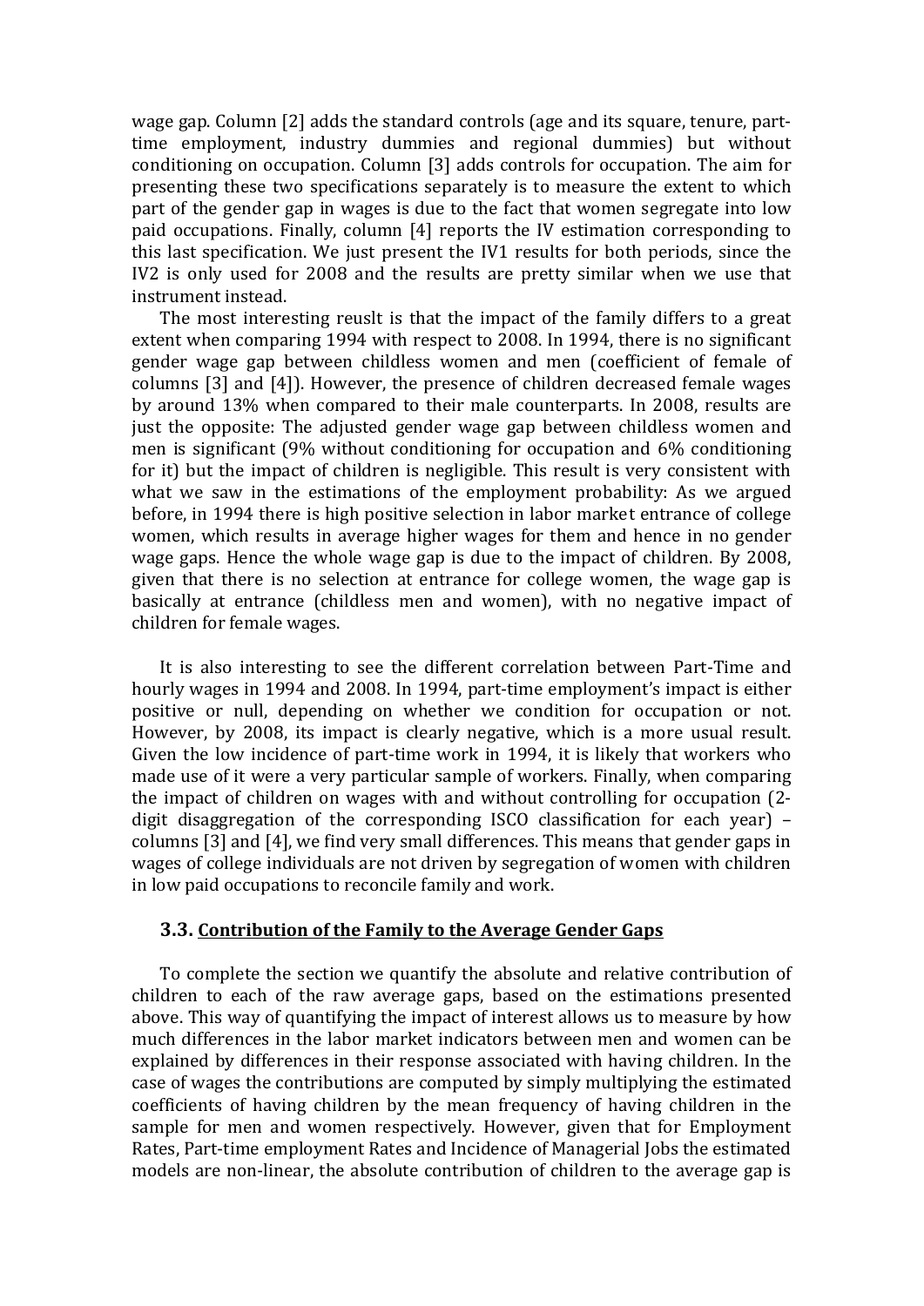wage gap. Column [2] adds the standard controls (age and its square, tenure, part-time employment, industry dummies and regional dummies) but without conditioning on occupation. Column [3] adds controls for occupation. The aim for presenting these two specifications separately is to measure the extent to which part of the gender gap in wages is due to the fact that women segregate into low paid occupations. Finally, column [4] reports the IV estimation corresponding to this last specification. We just present the IV1 results for both periods, since the IV2 is only used for 2008 and the results are pretty similar when we use that instrument instead.

The most interesting reuslt is that the impact of the family differs to a great extent when comparing 1994 with respect to 2008. In 1994, there is no significant gender wage gap between childless women and men (coefficient of female of columns [3] and [4]). However, the presence of children decreased female wages by around 13% when compared to their male counterparts. In 2008, results are just the opposite: The adjusted gender wage gap between childless women and men is significant (9% without conditioning for occupation and 6% conditioning for it) but the impact of children is negligible. This result is very consistent with what we saw in the estimations of the employment probability: As we argued before, in 1994 there is high positive selection in labor market entrance of college women, which results in average higher wages for them and hence in no gender wage gaps. Hence the whole wage gap is due to the impact of children. By 2008, given that there is no selection at entrance for college women, the wage gap is basically at entrance (childless men and women), with no negative impact of children for female wages.

It is also interesting to see the different correlation between Part-Time and hourly wages in 1994 and 2008. In 1994, part-time employment's impact is either positive or null, depending on whether we condition for occupation or not. However, by 2008, its impact is clearly negative, which is a more usual result. Given the low incidence of part-time work in 1994, it is likely that workers who made use of it were a very particular sample of workers. Finally, when comparing the impact of children on wages with and without controlling for occupation (2-digit disaggregation of the corresponding ISCO classification for each year) – columns [3] and [4], we find very small differences. This means that gender gaps in wages of college individuals are not driven by segregation of women with children in low paid occupations to reconcile family and work.

### 3.3. Contribution of the Family to the Average Gender Gaps

To complete the section we quantify the absolute and relative contribution of children to each of the raw average gaps, based on the estimations presented above. This way of quantifying the impact of interest allows us to measure by how much differences in the labor market indicators between men and women can be explained by differences in their response associated with having children. In the case of wages the contributions are computed by simply multiplying the estimated coefficients of having children by the mean frequency of having children in the sample for men and women respectively. However, given that for Employment Rates, Part-time employment Rates and Incidence of Managerial Jobs the estimated models are non-linear, the absolute contribution of children to the average gap is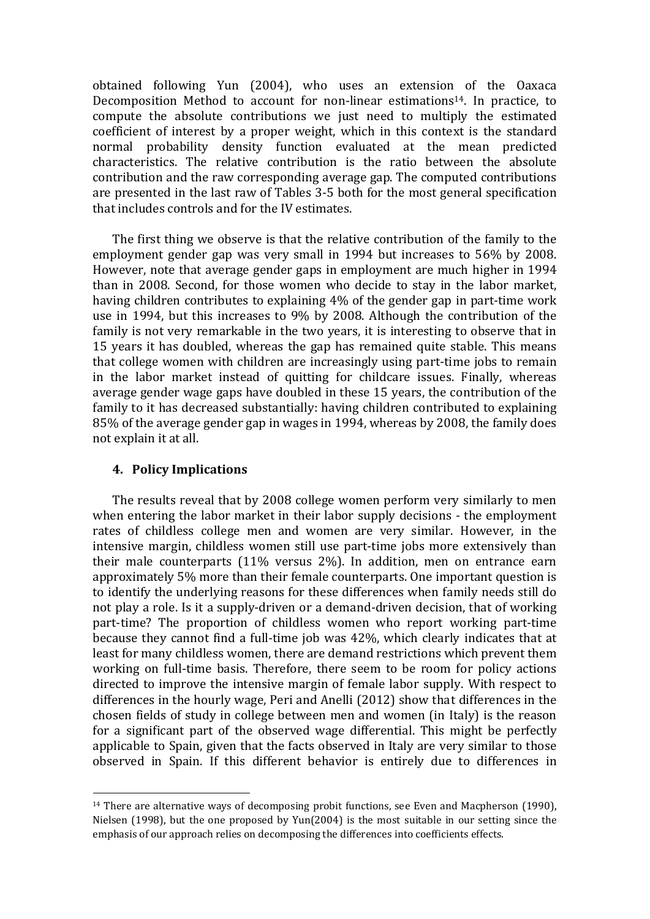obtained following Yun (2004), who uses an extension of the Oaxaca Decomposition Method to account for non-linear estimations[14]. In practice, to compute the absolute contributions we just need to multiply the estimated coefficient of interest by a proper weight, which in this context is the standard normal probability density function evaluated at the mean predicted characteristics. The relative contribution is the ratio between the absolute contribution and the raw corresponding average gap. The computed contributions are presented in the last raw of Tables 3-5 both for the most general specification that includes controls and for the IV estimates.

The first thing we observe is that the relative contribution of the family to the employment gender gap was very small in 1994 but increases to 56% by 2008. However, note that average gender gaps in employment are much higher in 1994 than in 2008. Second, for those women who decide to stay in the labor market, having children contributes to explaining 4% of the gender gap in part-time work use in 1994, but this increases to 9% by 2008. Although the contribution of the family is not very remarkable in the two years, it is interesting to observe that in 15 years it has doubled, whereas the gap has remained quite stable. This means that college women with children are increasingly using part-time jobs to remain in the labor market instead of quitting for childcare issues. Finally, whereas average gender wage gaps have doubled in these 15 years, the contribution of the family to it has decreased substantially: having children contributed to explaining 85% of the average gender gap in wages in 1994, whereas by 2008, the family does not explain it at all.

## 4. Policy Implications

The results reveal that by 2008 college women perform very similarly to men when entering the labor market in their labor supply decisions - the employment rates of childless college men and women are very similar. However, in the intensive margin, childless women still use part-time jobs more extensively than their male counterparts (11% versus 2%). In addition, men on entrance earn approximately 5% more than their female counterparts. One important question is to identify the underlying reasons for these differences when family needs still do not play a role. Is it a supply-driven or a demand-driven decision, that of working part-time? The proportion of childless women who report working part-time because they cannot find a full-time job was 42%, which clearly indicates that at least for many childless women, there are demand restrictions which prevent them working on full-time basis. Therefore, there seem to be room for policy actions directed to improve the intensive margin of female labor supply. With respect to differences in the hourly wage, Peri and Anelli (2012) show that differences in the chosen fields of study in college between men and women (in Italy) is the reason for a significant part of the observed wage differential. This might be perfectly applicable to Spain, given that the facts observed in Italy are very similar to those observed in Spain. If this different behavior is entirely due to differences in

---

[14] There are alternative ways of decomposing probit functions, see Even and Macpherson (1990), Nielsen (1998), but the one proposed by Yun(2004) is the most suitable in our setting since the emphasis of our approach relies on decomposing the differences into coefficients effects.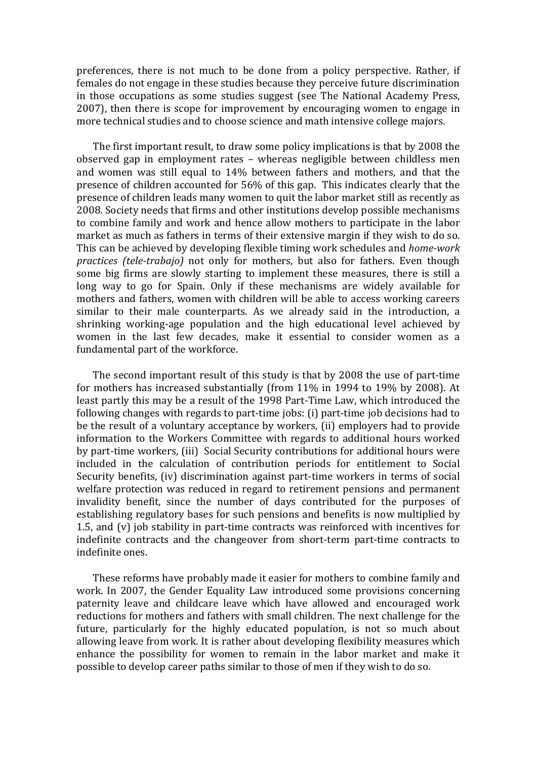preferences, there is not much to be done from a policy perspective. Rather, if females do not engage in these studies because they perceive future discrimination in those occupations as some studies suggest (see The National Academy Press, 2007), then there is scope for improvement by encouraging women to engage in more technical studies and to choose science and math intensive college majors.

The first important result, to draw some policy implications is that by 2008 the observed gap in employment rates – whereas negligible between childless men and women was still equal to 14% between fathers and mothers, and that the presence of children accounted for 56% of this gap. This indicates clearly that the presence of children leads many women to quit the labor market still as recently as 2008. Society needs that firms and other institutions develop possible mechanisms to combine family and work and hence allow mothers to participate in the labor market as much as fathers in terms of their extensive margin if they wish to do so. This can be achieved by developing flexible timing work schedules and *home-work practices (tele-trabajo)* not only for mothers, but also for fathers. Even though some big firms are slowly starting to implement these measures, there is still a long way to go for Spain. Only if these mechanisms are widely available for mothers and fathers, women with children will be able to access working careers similar to their male counterparts. As we already said in the introduction, a shrinking working-age population and the high educational level achieved by women in the last few decades, make it essential to consider women as a fundamental part of the workforce.

The second important result of this study is that by 2008 the use of part-time for mothers has increased substantially (from 11% in 1994 to 19% by 2008). At least partly this may be a result of the 1998 Part-Time Law, which introduced the following changes with regards to part-time jobs: (i) part-time job decisions had to be the result of a voluntary acceptance by workers, (ii) employers had to provide information to the Workers Committee with regards to additional hours worked by part-time workers, (iii) Social Security contributions for additional hours were included in the calculation of contribution periods for entitlement to Social Security benefits, (iv) discrimination against part-time workers in terms of social welfare protection was reduced in regard to retirement pensions and permanent invalidity benefit, since the number of days contributed for the purposes of establishing regulatory bases for such pensions and benefits is now multiplied by 1.5, and (v) job stability in part-time contracts was reinforced with incentives for indefinite contracts and the changeover from short-term part-time contracts to indefinite ones.

These reforms have probably made it easier for mothers to combine family and work. In 2007, the Gender Equality Law introduced some provisions concerning paternity leave and childcare leave which have allowed and encouraged work reductions for mothers and fathers with small children. The next challenge for the future, particularly for the highly educated population, is not so much about allowing leave from work. It is rather about developing flexibility measures which enhance the possibility for women to remain in the labor market and make it possible to develop career paths similar to those of men if they wish to do so.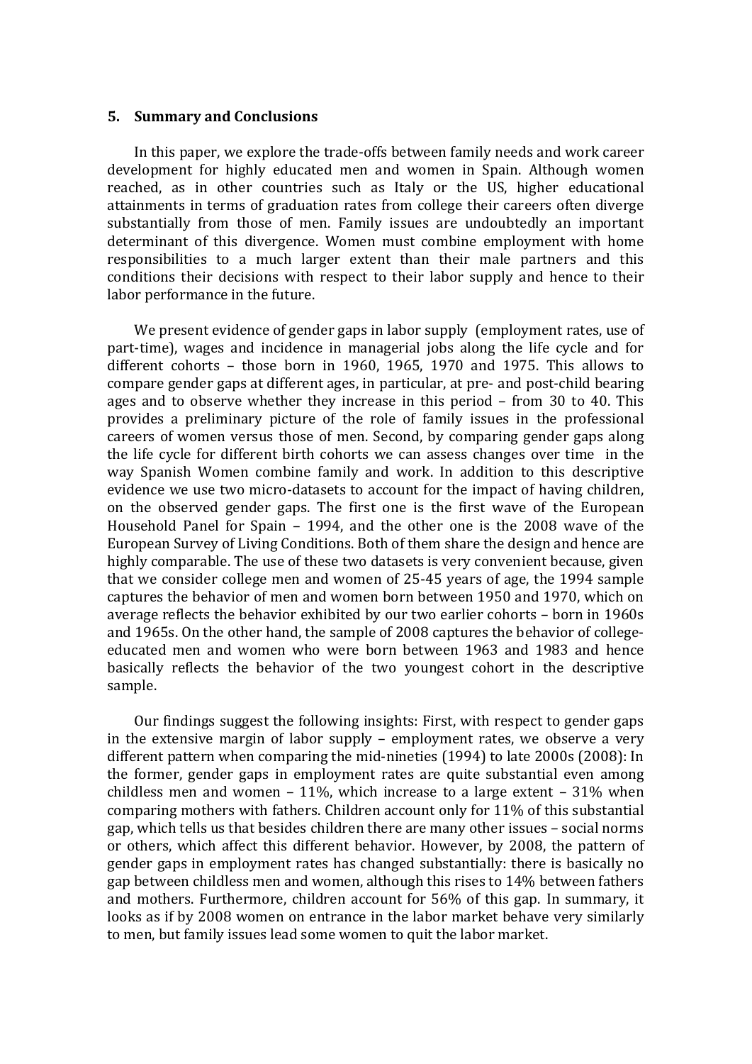## 5. Summary and Conclusions

In this paper, we explore the trade-offs between family needs and work career development for highly educated men and women in Spain. Although women reached, as in other countries such as Italy or the US, higher educational attainments in terms of graduation rates from college their careers often diverge substantially from those of men. Family issues are undoubtedly an important determinant of this divergence. Women must combine employment with home responsibilities to a much larger extent than their male partners and this conditions their decisions with respect to their labor supply and hence to their labor performance in the future.

We present evidence of gender gaps in labor supply (employment rates, use of part-time), wages and incidence in managerial jobs along the life cycle and for different cohorts – those born in 1960, 1965, 1970 and 1975. This allows to compare gender gaps at different ages, in particular, at pre- and post-child bearing ages and to observe whether they increase in this period – from 30 to 40. This provides a preliminary picture of the role of family issues in the professional careers of women versus those of men. Second, by comparing gender gaps along the life cycle for different birth cohorts we can assess changes over time in the way Spanish Women combine family and work. In addition to this descriptive evidence we use two micro-datasets to account for the impact of having children, on the observed gender gaps. The first one is the first wave of the European Household Panel for Spain – 1994, and the other one is the 2008 wave of the European Survey of Living Conditions. Both of them share the design and hence are highly comparable. The use of these two datasets is very convenient because, given that we consider college men and women of 25-45 years of age, the 1994 sample captures the behavior of men and women born between 1950 and 1970, which on average reflects the behavior exhibited by our two earlier cohorts – born in 1960s and 1965s. On the other hand, the sample of 2008 captures the behavior of college-educated men and women who were born between 1963 and 1983 and hence basically reflects the behavior of the two youngest cohort in the descriptive sample.

Our findings suggest the following insights: First, with respect to gender gaps in the extensive margin of labor supply – employment rates, we observe a very different pattern when comparing the mid-nineties (1994) to late 2000s (2008): In the former, gender gaps in employment rates are quite substantial even among childless men and women – 11%, which increase to a large extent – 31% when comparing mothers with fathers. Children account only for 11% of this substantial gap, which tells us that besides children there are many other issues – social norms or others, which affect this different behavior. However, by 2008, the pattern of gender gaps in employment rates has changed substantially: there is basically no gap between childless men and women, although this rises to 14% between fathers and mothers. Furthermore, children account for 56% of this gap. In summary, it looks as if by 2008 women on entrance in the labor market behave very similarly to men, but family issues lead some women to quit the labor market.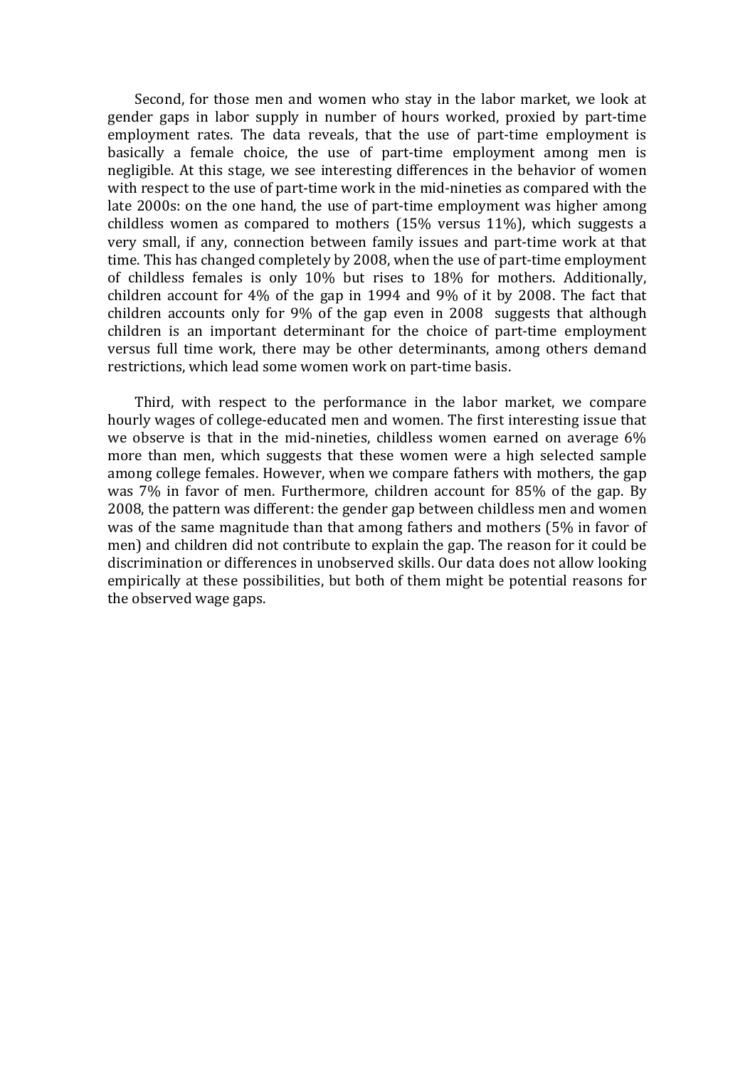Second, for those men and women who stay in the labor market, we look at gender gaps in labor supply in number of hours worked, proxied by part-time employment rates. The data reveals, that the use of part-time employment is basically a female choice, the use of part-time employment among men is negligible. At this stage, we see interesting differences in the behavior of women with respect to the use of part-time work in the mid-nineties as compared with the late 2000s: on the one hand, the use of part-time employment was higher among childless women as compared to mothers (15% versus 11%), which suggests a very small, if any, connection between family issues and part-time work at that time. This has changed completely by 2008, when the use of part-time employment of childless females is only 10% but rises to 18% for mothers. Additionally, children account for 4% of the gap in 1994 and 9% of it by 2008. The fact that children accounts only for 9% of the gap even in 2008 suggests that although children is an important determinant for the choice of part-time employment versus full time work, there may be other determinants, among others demand restrictions, which lead some women work on part-time basis.

Third, with respect to the performance in the labor market, we compare hourly wages of college-educated men and women. The first interesting issue that we observe is that in the mid-nineties, childless women earned on average 6% more than men, which suggests that these women were a high selected sample among college females. However, when we compare fathers with mothers, the gap was 7% in favor of men. Furthermore, children account for 85% of the gap. By 2008, the pattern was different: the gender gap between childless men and women was of the same magnitude than that among fathers and mothers (5% in favor of men) and children did not contribute to explain the gap. The reason for it could be discrimination or differences in unobserved skills. Our data does not allow looking empirically at these possibilities, but both of them might be potential reasons for the observed wage gaps.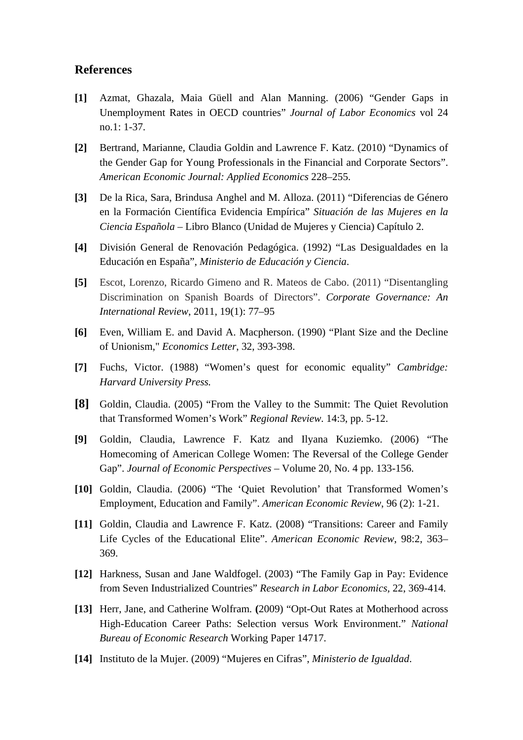## References

**[1]** Azmat, Ghazala, Maia Güell and Alan Manning. (2006) “Gender Gaps in Unemployment Rates in OECD countries” *Journal of Labor Economics* vol 24 no.1: 1-37.

**[2]** Bertrand, Marianne, Claudia Goldin and Lawrence F. Katz. (2010) “Dynamics of the Gender Gap for Young Professionals in the Financial and Corporate Sectors”. *American Economic Journal: Applied Economics* 228–255.

**[3]** De la Rica, Sara, Brindusa Anghel and M. Alloza. (2011) “Diferencias de Género en la Formación Científica Evidencia Empírica” *Situación de las Mujeres en la Ciencia Española* – Libro Blanco (Unidad de Mujeres y Ciencia) Capítulo 2.

**[4]** División General de Renovación Pedagógica. (1992) “Las Desigualdades en la Educación en España”, *Ministerio de Educación y Ciencia*.

**[5]** Escot, Lorenzo, Ricardo Gimeno and R. Mateos de Cabo. (2011) “Disentangling Discrimination on Spanish Boards of Directors”. *Corporate Governance: An International Review*, 2011, 19(1): 77–95

**[6]** Even, William E. and David A. Macpherson. (1990) “Plant Size and the Decline of Unionism," *Economics Letter*, 32, 393-398.

**[7]** Fuchs, Victor. (1988) “Women’s quest for economic equality” *Cambridge: Harvard University Press.*

**[8]** Goldin, Claudia. (2005) “From the Valley to the Summit: The Quiet Revolution that Transformed Women’s Work” *Regional Review*. 14:3, pp. 5-12.

**[9]** Goldin, Claudia, Lawrence F. Katz and Ilyana Kuziemko. (2006) “The Homecoming of American College Women: The Reversal of the College Gender Gap”. *Journal of Economic Perspectives* – Volume 20, No. 4 pp. 133-156.

**[10]** Goldin, Claudia. (2006) “The ‘Quiet Revolution’ that Transformed Women’s Employment, Education and Family”. *American Economic Review*, 96 (2): 1-21.

**[11]** Goldin, Claudia and Lawrence F. Katz. (2008) “Transitions: Career and Family Life Cycles of the Educational Elite”. *American Economic Review*, 98:2, 363–369.

**[12]** Harkness, Susan and Jane Waldfogel. (2003) “The Family Gap in Pay: Evidence from Seven Industrialized Countries” *Research in Labor Economics*, 22, 369-414.

**[13]** Herr, Jane, and Catherine Wolfram. **(**2009) “Opt-Out Rates at Motherhood across High-Education Career Paths: Selection versus Work Environment.” *National Bureau of Economic Research* Working Paper 14717.

**[14]** Instituto de la Mujer. (2009) “Mujeres en Cifras”, *Ministerio de Igualdad*.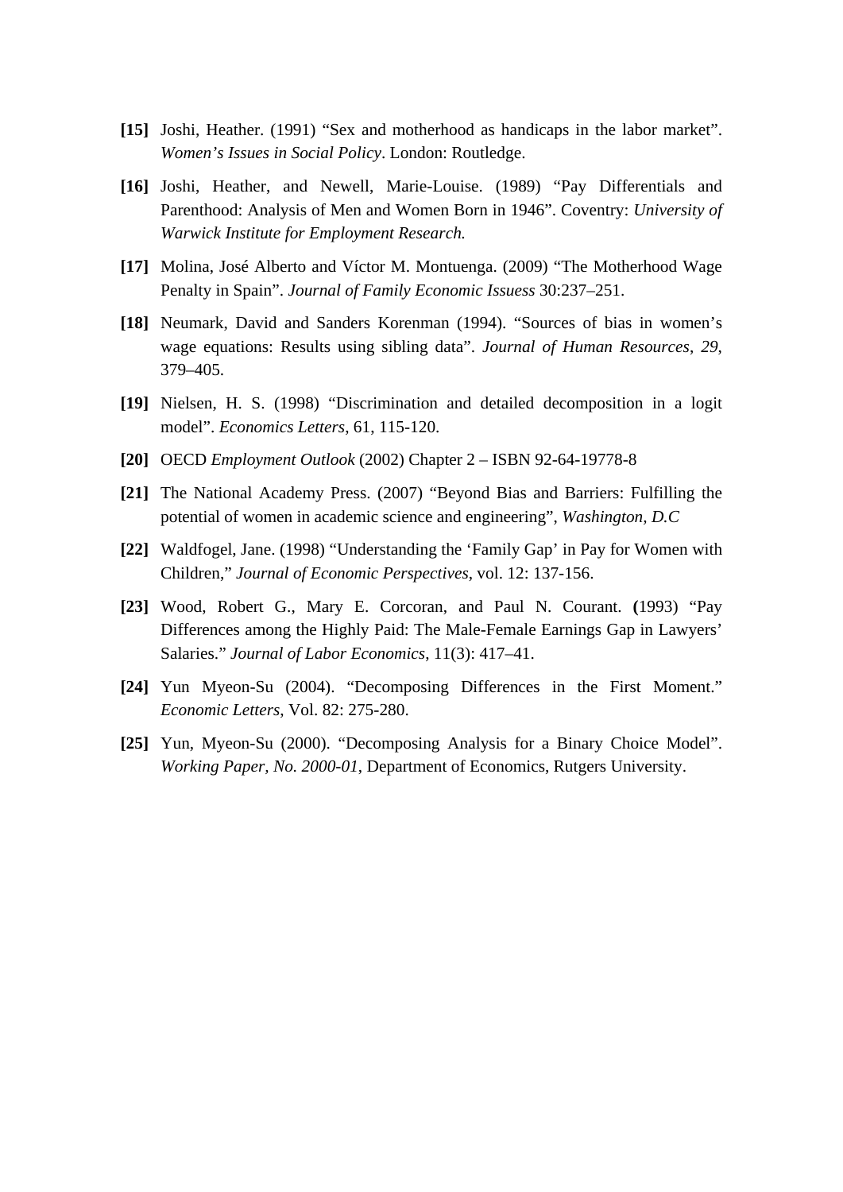**[15]** Joshi, Heather. (1991) “Sex and motherhood as handicaps in the labor market”. *Women’s Issues in Social Policy*. London: Routledge.

**[16]** Joshi, Heather, and Newell, Marie-Louise. (1989) “Pay Differentials and Parenthood: Analysis of Men and Women Born in 1946”. Coventry: *University of Warwick Institute for Employment Research.*

**[17]** Molina, José Alberto and Víctor M. Montuenga. (2009) “The Motherhood Wage Penalty in Spain”. *Journal of Family Economic Issuess* 30:237–251.

**[18]** Neumark, David and Sanders Korenman (1994). “Sources of bias in women’s wage equations: Results using sibling data”. *Journal of Human Resources*, *29*, 379–405.

**[19]** Nielsen, H. S. (1998) “Discrimination and detailed decomposition in a logit model”. *Economics Letters*, 61, 115-120.

**[20]** OECD *Employment Outlook* (2002) Chapter 2 – ISBN 92-64-19778-8

**[21]** The National Academy Press. (2007) “Beyond Bias and Barriers: Fulfilling the potential of women in academic science and engineering”, *Washington, D.C*

**[22]** Waldfogel, Jane. (1998) “Understanding the ‘Family Gap’ in Pay for Women with Children,” *Journal of Economic Perspectives*, vol. 12: 137-156.

**[23]** Wood, Robert G., Mary E. Corcoran, and Paul N. Courant. **(**1993) “Pay Differences among the Highly Paid: The Male-Female Earnings Gap in Lawyers’ Salaries.” *Journal of Labor Economics*, 11(3): 417–41.

**[24]** Yun Myeon-Su (2004). “Decomposing Differences in the First Moment.” *Economic Letters*, Vol. 82: 275-280.

**[25]** Yun, Myeon-Su (2000). “Decomposing Analysis for a Binary Choice Model”. *Working Paper, No. 2000-01*, Department of Economics, Rutgers University.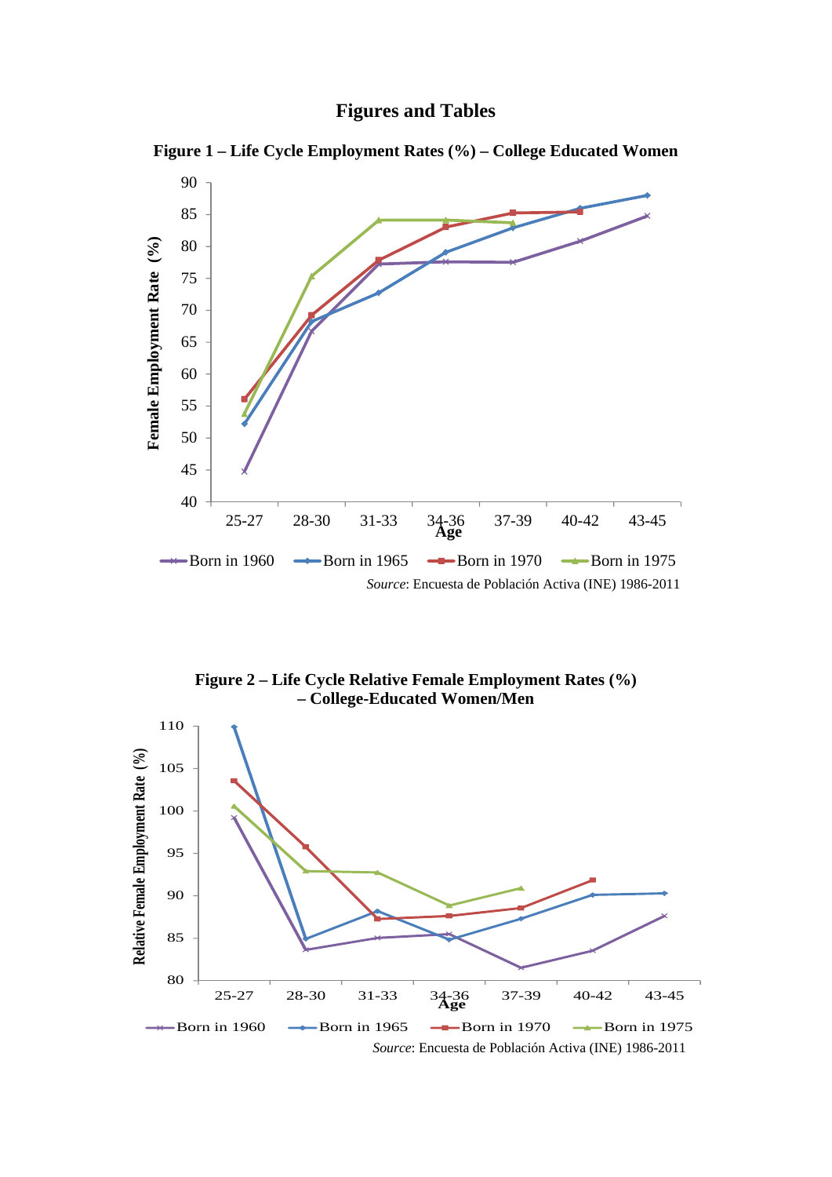# Figures and Tables

**Figure 1 – Life Cycle Employment Rates (%) – College Educated Women**

*Source*: Encuesta de Población Activa (INE) 1986-2011

**Figure 2 – Life Cycle Relative Female Employment Rates (%) – College-Educated Women/Men**

*Source*: Encuesta de Población Activa (INE) 1986-2011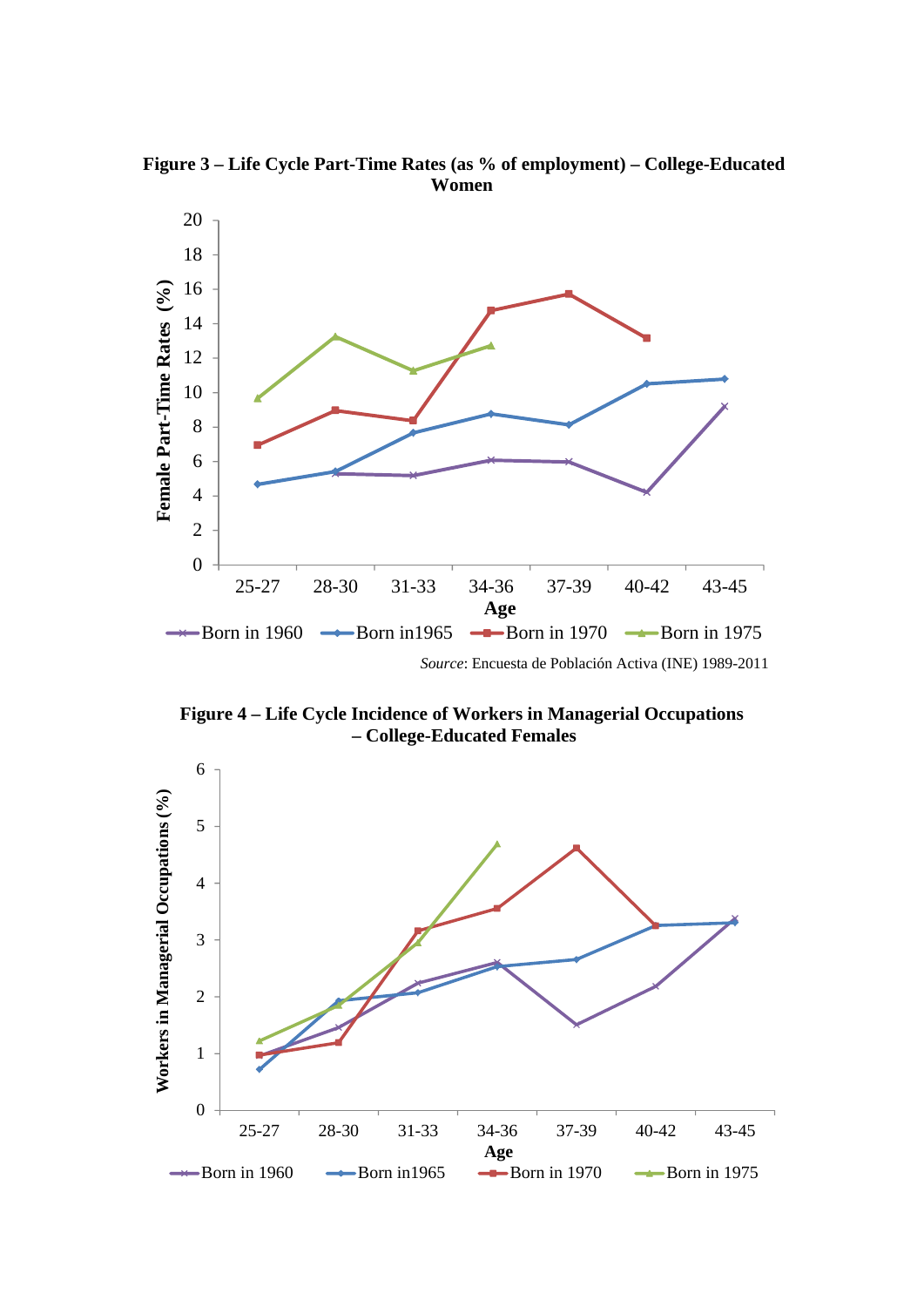**Figure 3 – Life Cycle Part-Time Rates (as % of employment) – College-Educated Women**

*Source*: Encuesta de Población Activa (INE) 1989-2011

**Figure 4 – Life Cycle Incidence of Workers in Managerial Occupations – College-Educated Females**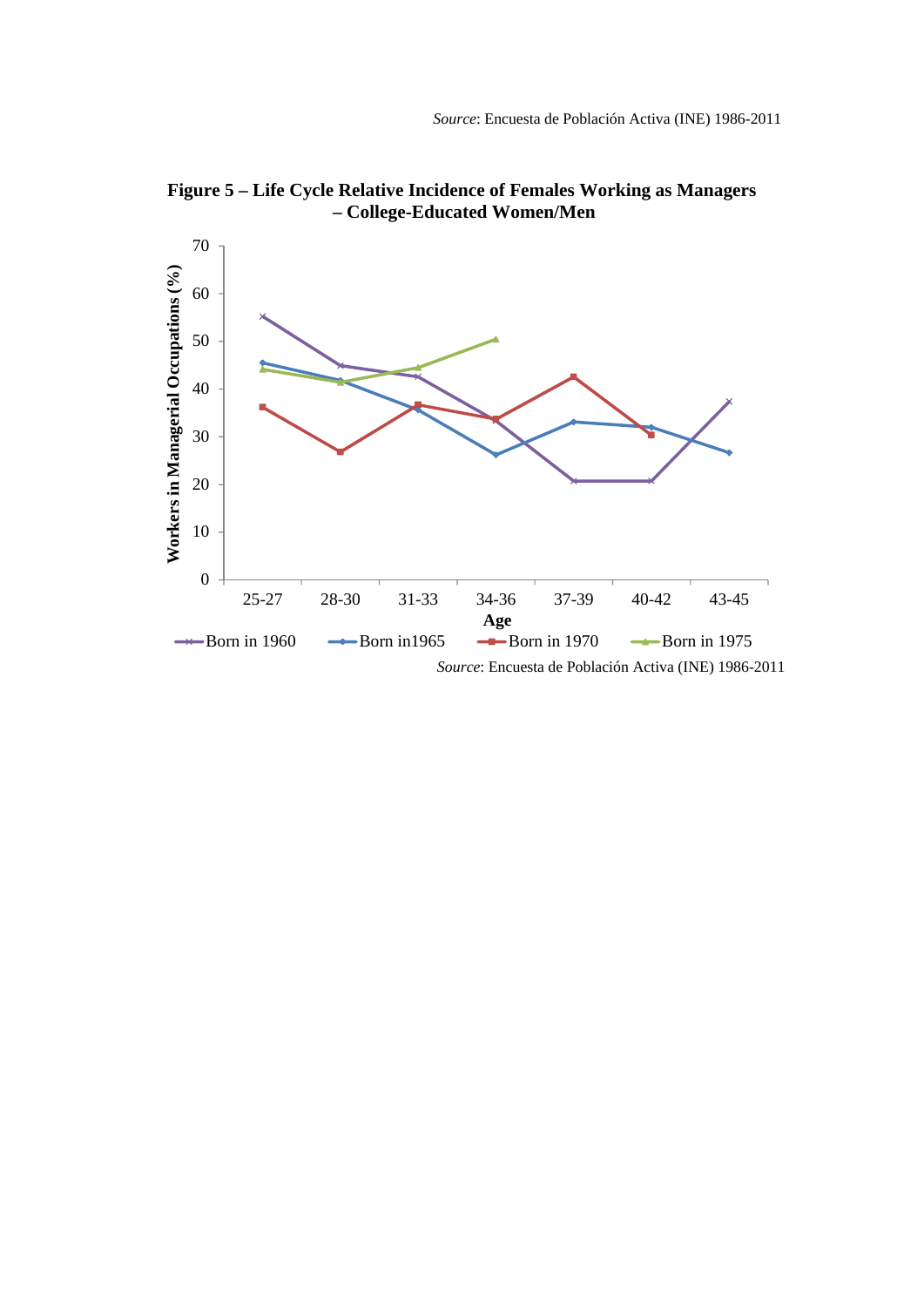*Source*: Encuesta de Población Activa (INE) 1986-2011

**Figure 5 – Life Cycle Relative Incidence of Females Working as Managers – College-Educated Women/Men**

*Source*: Encuesta de Población Activa (INE) 1986-2011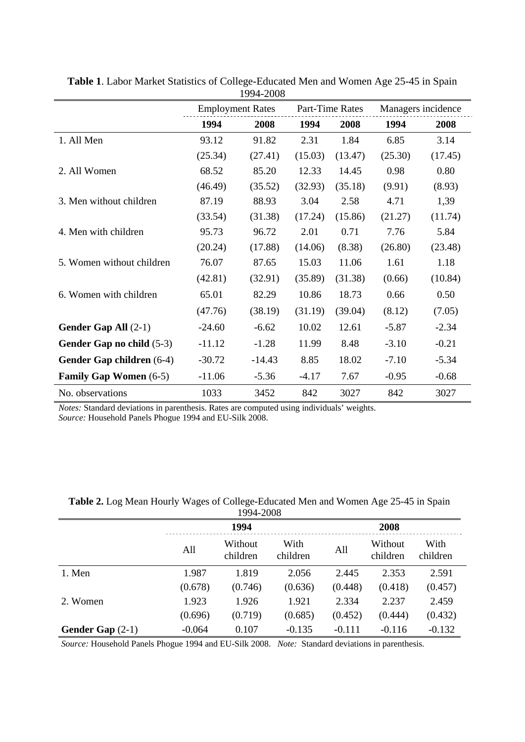**Table 1**. Labor Market Statistics of College-Educated Men and Women Age 25-45 in Spain 1994-2008

| | Employment Rates | | Part-Time Rates | | Managers incidence | |
|---|---|---|---|---|---|---|
| | **1994** | **2008** | **1994** | **2008** | **1994** | **2008** |
| 1. All Men | 93.12 | 91.82 | 2.31 | 1.84 | 6.85 | 3.14 |
| | (25.34) | (27.41) | (15.03) | (13.47) | (25.30) | (17.45) |
| 2. All Women | 68.52 | 85.20 | 12.33 | 14.45 | 0.98 | 0.80 |
| | (46.49) | (35.52) | (32.93) | (35.18) | (9.91) | (8.93) |
| 3. Men without children | 87.19 | 88.93 | 3.04 | 2.58 | 4.71 | 1,39 |
| | (33.54) | (31.38) | (17.24) | (15.86) | (21.27) | (11.74) |
| 4. Men with children | 95.73 | 96.72 | 2.01 | 0.71 | 7.76 | 5.84 |
| | (20.24) | (17.88) | (14.06) | (8.38) | (26.80) | (23.48) |
| 5. Women without children | 76.07 | 87.65 | 15.03 | 11.06 | 1.61 | 1.18 |
| | (42.81) | (32.91) | (35.89) | (31.38) | (0.66) | (10.84) |
| 6. Women with children | 65.01 | 82.29 | 10.86 | 18.73 | 0.66 | 0.50 |
| | (47.76) | (38.19) | (31.19) | (39.04) | (8.12) | (7.05) |
| **Gender Gap All** (2-1) | -24.60 | -6.62 | 10.02 | 12.61 | -5.87 | -2.34 |
| **Gender Gap no child** (5-3) | -11.12 | -1.28 | 11.99 | 8.48 | -3.10 | -0.21 |
| **Gender Gap children** (6-4) | -30.72 | -14.43 | 8.85 | 18.02 | -7.10 | -5.34 |
| **Family Gap Women** (6-5) | -11.06 | -5.36 | -4.17 | 7.67 | -0.95 | -0.68 |
| No. observations | 1033 | 3452 | 842 | 3027 | 842 | 3027 |

*Notes:* Standard deviations in parenthesis. Rates are computed using individuals' weights.
*Source:* Household Panels Phogue 1994 and EU-Silk 2008.

**Table 2.** Log Mean Hourly Wages of College-Educated Men and Women Age 25-45 in Spain 1994-2008

| | **1994** | | | **2008** | | |
|---|---|---|---|---|---|---|
| | All | Without children | With children | All | Without children | With children |
| 1. Men | 1.987 | 1.819 | 2.056 | 2.445 | 2.353 | 2.591 |
| | (0.678) | (0.746) | (0.636) | (0.448) | (0.418) | (0.457) |
| 2. Women | 1.923 | 1.926 | 1.921 | 2.334 | 2.237 | 2.459 |
| | (0.696) | (0.719) | (0.685) | (0.452) | (0.444) | (0.432) |
| **Gender Gap** (2-1) | -0.064 | 0.107 | -0.135 | -0.111 | -0.116 | -0.132 |

*Source:* Household Panels Phogue 1994 and EU-Silk 2008. *Note:* Standard deviations in parenthesis.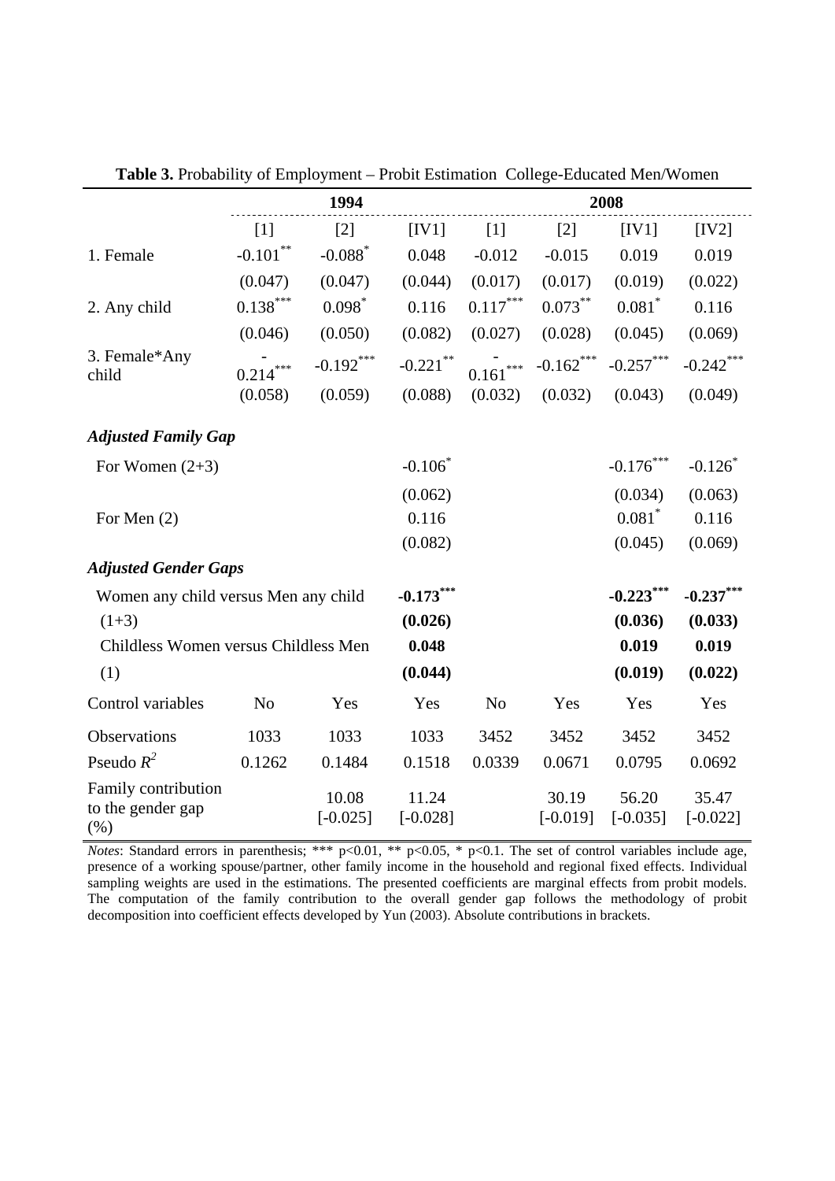**Table 3.** Probability of Employment – Probit Estimation College-Educated Men/Women

| | 1994 | | | 2008 | | | |
|---|---|---|---|---|---|---|---|
| | [1] | [2] | [IV1] | [1] | [2] | [IV1] | [IV2] |
| 1. Female | -0.101** | -0.088* | 0.048 | -0.012 | -0.015 | 0.019 | 0.019 |
| | (0.047) | (0.047) | (0.044) | (0.017) | (0.017) | (0.019) | (0.022) |
| 2. Any child | 0.138*** | 0.098* | 0.116 | 0.117*** | 0.073** | 0.081* | 0.116 |
| | (0.046) | (0.050) | (0.082) | (0.027) | (0.028) | (0.045) | (0.069) |
| 3. Female*Any child | -0.214*** | -0.192*** | -0.221** | -0.161*** | -0.162*** | -0.257*** | -0.242*** |
| | (0.058) | (0.059) | (0.088) | (0.032) | (0.032) | (0.043) | (0.049) |
| ***Adjusted Family Gap*** | | | | | | | |
| For Women (2+3) | | | -0.106* | | | -0.176*** | -0.126* |
| | | | (0.062) | | | (0.034) | (0.063) |
| For Men (2) | | | 0.116 | | | 0.081* | 0.116 |
| | | | (0.082) | | | (0.045) | (0.069) |
| ***Adjusted Gender Gaps*** | | | | | | | |
| Women any child versus Men any child | | | **-0.173*** | | | **-0.223*** | **-0.237*** |
| (1+3) | | | **(0.026)** | | | **(0.036)** | **(0.033)** |
| Childless Women versus Childless Men | | | **0.048** | | | **0.019** | **0.019** |
| (1) | | | **(0.044)** | | | **(0.019)** | **(0.022)** |
| Control variables | No | Yes | Yes | No | Yes | Yes | Yes |
| Observations | 1033 | 1033 | 1033 | 3452 | 3452 | 3452 | 3452 |
| Pseudo $R^2$ | 0.1262 | 0.1484 | 0.1518 | 0.0339 | 0.0671 | 0.0795 | 0.0692 |
| Family contribution to the gender gap (%) | | 10.08 [-0.025] | 11.24 [-0.028] | | 30.19 [-0.019] | 56.20 [-0.035] | 35.47 [-0.022] |

*Notes*: Standard errors in parenthesis; *** p<0.01, ** p<0.05, * p<0.1. The set of control variables include age, presence of a working spouse/partner, other family income in the household and regional fixed effects. Individual sampling weights are used in the estimations. The presented coefficients are marginal effects from probit models. The computation of the family contribution to the overall gender gap follows the methodology of probit decomposition into coefficient effects developed by Yun (2003). Absolute contributions in brackets.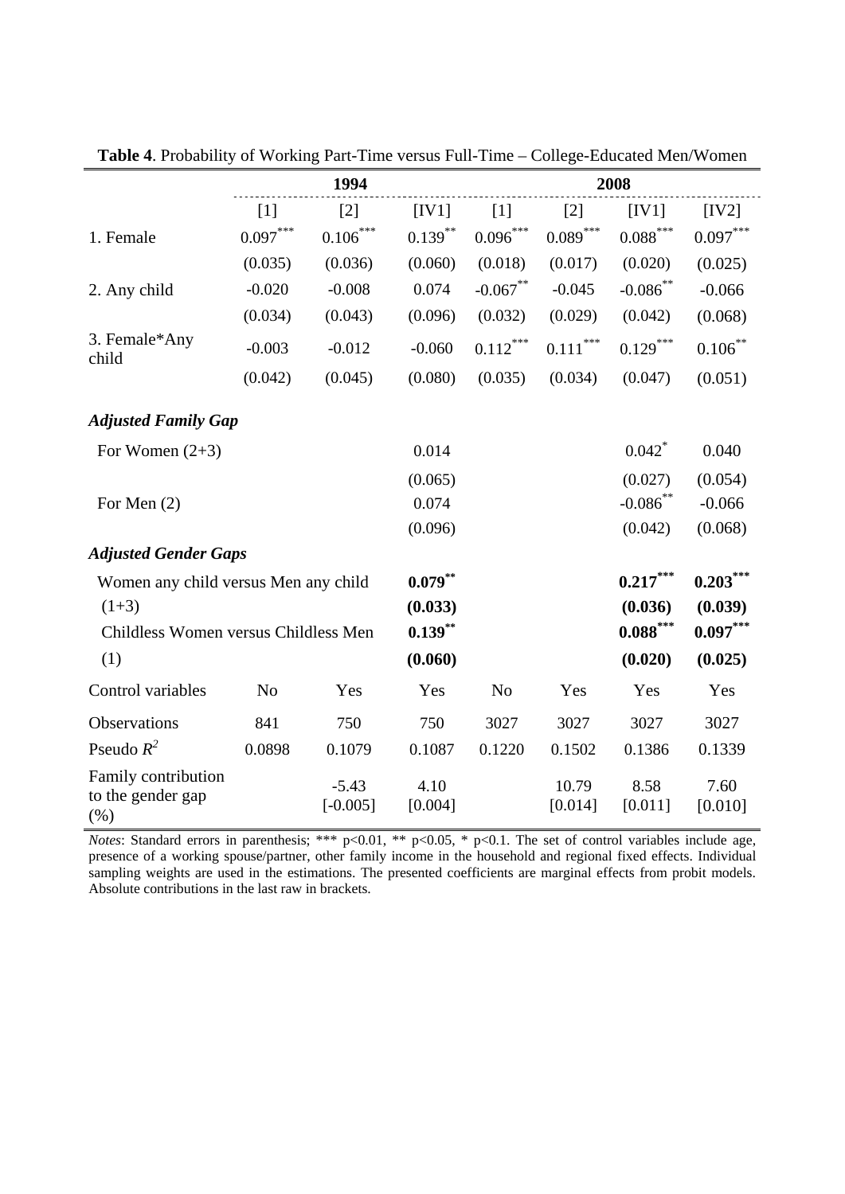**Table 4**. Probability of Working Part-Time versus Full-Time – College-Educated Men/Women

| | 1994 | | | 2008 | | | |
|---|---|---|---|---|---|---|---|
| | [1] | [2] | [IV1] | [1] | [2] | [IV1] | [IV2] |
| 1. Female | 0.097*** | 0.106*** | 0.139** | 0.096*** | 0.089*** | 0.088*** | 0.097*** |
| | (0.035) | (0.036) | (0.060) | (0.018) | (0.017) | (0.020) | (0.025) |
| 2. Any child | -0.020 | -0.008 | 0.074 | -0.067** | -0.045 | -0.086** | -0.066 |
| | (0.034) | (0.043) | (0.096) | (0.032) | (0.029) | (0.042) | (0.068) |
| 3. Female*Any child | -0.003 | -0.012 | -0.060 | 0.112*** | 0.111*** | 0.129*** | 0.106** |
| | (0.042) | (0.045) | (0.080) | (0.035) | (0.034) | (0.047) | (0.051) |
| ***Adjusted Family Gap*** | | | | | | | |
| For Women (2+3) | | | 0.014 | | | 0.042* | 0.040 |
| | | | (0.065) | | | (0.027) | (0.054) |
| For Men (2) | | | 0.074 | | | -0.086** | -0.066 |
| | | | (0.096) | | | (0.042) | (0.068) |
| ***Adjusted Gender Gaps*** | | | | | | | |
| Women any child versus Men any child | | | **0.079**** | | | **0.217***** | **0.203***** |
| (1+3) | | | **(0.033)** | | | **(0.036)** | **(0.039)** |
| Childless Women versus Childless Men | | | **0.139**** | | | **0.088***** | **0.097***** |
| (1) | | | **(0.060)** | | | **(0.020)** | **(0.025)** |
| Control variables | No | Yes | Yes | No | Yes | Yes | Yes |
| Observations | 841 | 750 | 750 | 3027 | 3027 | 3027 | 3027 |
| Pseudo $R^2$ | 0.0898 | 0.1079 | 0.1087 | 0.1220 | 0.1502 | 0.1386 | 0.1339 |
| Family contribution to the gender gap (%) | | -5.43 [-0.005] | 4.10 [0.004] | | 10.79 [0.014] | 8.58 [0.011] | 7.60 [0.010] |

*Notes*: Standard errors in parenthesis; *** p<0.01, ** p<0.05, * p<0.1. The set of control variables include age, presence of a working spouse/partner, other family income in the household and regional fixed effects. Individual sampling weights are used in the estimations. The presented coefficients are marginal effects from probit models. Absolute contributions in the last raw in brackets.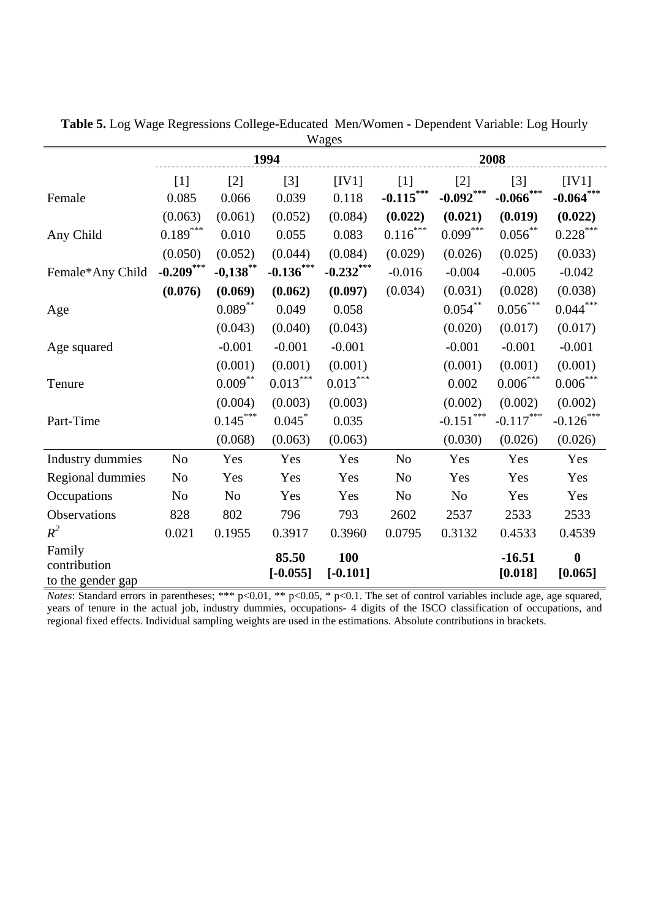**Table 5.** Log Wage Regressions College-Educated Men/Women - Dependent Variable: Log Hourly Wages

| | 1994 | | | | 2008 | | | |
|---|---|---|---|---|---|---|---|---|
| | [1] | [2] | [3] | [IV1] | [1] | [2] | [3] | [IV1] |
| Female | 0.085 | 0.066 | 0.039 | 0.118 | **-0.115*****| **-0.092***** | **-0.066***** | **-0.064***** |
| | (0.063) | (0.061) | (0.052) | (0.084) | **(0.022)** | **(0.021)** | **(0.019)** | **(0.022)** |
| Any Child | 0.189*** | 0.010 | 0.055 | 0.083 | 0.116*** | 0.099*** | 0.056** | 0.228*** |
| | (0.050) | (0.052) | (0.044) | (0.084) | (0.029) | (0.026) | (0.025) | (0.033) |
| Female*Any Child | **-0.209***** | **-0,138**** | **-0.136***** | **-0.232***** | -0.016 | -0.004 | -0.005 | -0.042 |
| | **(0.076)** | **(0.069)** | **(0.062)** | **(0.097)** | (0.034) | (0.031) | (0.028) | (0.038) |
| Age | | 0.089** | 0.049 | 0.058 | | 0.054** | 0.056*** | 0.044*** |
| | | (0.043) | (0.040) | (0.043) | | (0.020) | (0.017) | (0.017) |
| Age squared | | -0.001 | -0.001 | -0.001 | | -0.001 | -0.001 | -0.001 |
| | | (0.001) | (0.001) | (0.001) | | (0.001) | (0.001) | (0.001) |
| Tenure | | 0.009** | 0.013*** | 0.013*** | | 0.002 | 0.006*** | 0.006*** |
| | | (0.004) | (0.003) | (0.003) | | (0.002) | (0.002) | (0.002) |
| Part-Time | | 0.145*** | 0.045* | 0.035 | | -0.151*** | -0.117*** | -0.126*** |
| | | (0.068) | (0.063) | (0.063) | | (0.030) | (0.026) | (0.026) |
| Industry dummies | No | Yes | Yes | Yes | No | Yes | Yes | Yes |
| Regional dummies | No | Yes | Yes | Yes | No | Yes | Yes | Yes |
| Occupations | No | No | Yes | Yes | No | No | Yes | Yes |
| Observations | 828 | 802 | 796 | 793 | 2602 | 2537 | 2533 | 2533 |
| $R^2$ | 0.021 | 0.1955 | 0.3917 | 0.3960 | 0.0795 | 0.3132 | 0.4533 | 0.4539 |
| Family contribution to the gender gap | | | **85.50 [-0.055]** | **100 [-0.101]** | | | **-16.51 [0.018]** | **0 [0.065]** |

*Notes*: Standard errors in parentheses; *** p<0.01, ** p<0.05, * p<0.1. The set of control variables include age, age squared, years of tenure in the actual job, industry dummies, occupations- 4 digits of the ISCO classification of occupations, and regional fixed effects. Individual sampling weights are used in the estimations. Absolute contributions in brackets.